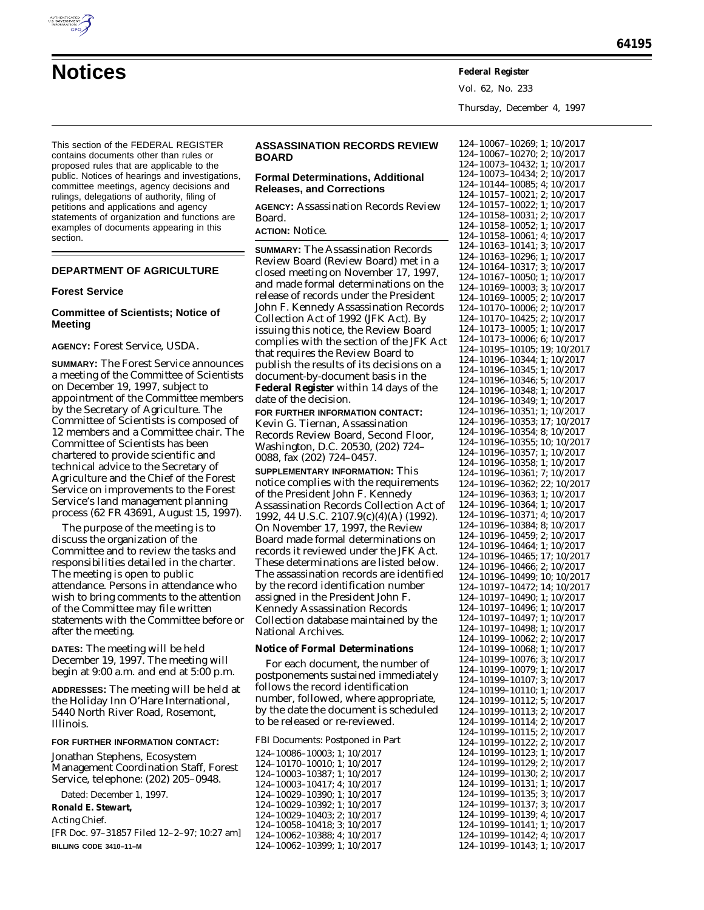# Notices

This section of the FEDERAL REGISTER contains documents other than rules or proposed rules that are applicable to the public. Notices of hearings and investigations, committee meetings, agency decisions and rulings, delegations of authority, filing of petitions and applications and agency statements of organization and functions are examples of documents appearing in this section.

## DEPARTMENT OF AGRICULTURE

### Forest Service

### Committee of Scientists; Notice of Meeting

**AGENCY:** Forest Service, USDA.

**SUMMARY:** The Forest Service announces a meeting of the Committee of Scientists on December 19, 1997, subject to appointment of the Committee members by the Secretary of Agriculture. The Committee of Scientists is composed of 12 members and a Committee chair. The Committee of Scientists has been chartered to provide scientific and technical advice to the Secretary of Agriculture and the Chief of the Forest Service on improvements to the Forest Service's land management planning process (62 FR 43691, August 15, 1997).

The purpose of the meeting is to discuss the organization of the Committee and to review the tasks and responsibilities detailed in the charter. The meeting is open to public attendance. Persons in attendance who wish to bring comments to the attention of the Committee may file written statements with the Committee before or after the meeting.

**DATES:** The meeting will be held December 19, 1997. The meeting will begin at 9:00 a.m. and end at 5:00 p.m.

**ADDRESSES:** The meeting will be held at the Holiday Inn O'Hare International, 5440 North River Road, Rosemont, Illinois.

**FOR FURTHER INFORMATION CONTACT:** Jonathan Stephens, Ecosystem Management Coordination Staff, Forest Service, telephone: (202) 205–0948.

Dated: December 1, 1997.

**Ronald E. Stewart,**

*Acting Chief.*

[FR Doc. 97–31857 Filed 12–2–97; 10:27 am]

**BILLING CODE 3410–11–M**

## ASSASSINATION RECORDS REVIEW BOARD

### Formal Determinations, Additional Releases, and Corrections

**AGENCY:** Assassination Records Review Board.

**ACTION:** Notice.

**SUMMARY:** The Assassination Records Review Board (Review Board) met in a closed meeting on November 17, 1997, and made formal determinations on the release of records under the President John F. Kennedy Assassination Records Collection Act of 1992 (JFK Act). By issuing this notice, the Review Board complies with the section of the JFK Act that requires the Review Board to publish the results of its decisions on a document-by-document basis in the **Federal Register** within 14 days of the date of the decision.

**FOR FURTHER INFORMATION CONTACT:** Kevin G. Tiernan, Assassination Records Review Board, Second Floor, Washington, D.C. 20530, (202) 724–0088, fax (202) 724–0457.

**SUPPLEMENTARY INFORMATION:** This notice complies with the requirements of the President John F. Kennedy Assassination Records Collection Act of 1992, 44 U.S.C. 2107.9(c)(4)(A) (1992). On November 17, 1997, the Review Board made formal determinations on records it reviewed under the JFK Act. These determinations are listed below. The assassination records are identified by the record identification number assigned in the President John F. Kennedy Assassination Records Collection database maintained by the National Archives.

### *Notice of Formal Determinations*

For each document, the number of postponements sustained immediately follows the record identification number, followed, where appropriate, by the date the document is scheduled to be released or re-reviewed.

FBI Documents: Postponed in Part

124–10086–10003; 1; 10/2017
124–10170–10010; 1; 10/2017
124–10003–10387; 1; 10/2017
124–10003–10417; 4; 10/2017
124–10029–10390; 1; 10/2017
124–10029–10392; 1; 10/2017
124–10029–10403; 2; 10/2017
124–10058–10418; 3; 10/2017
124–10062–10388; 4; 10/2017
124–10062–10399; 1; 10/2017
124–10067–10269; 1; 10/2017
124–10067–10270; 2; 10/2017
124–10073–10432; 1; 10/2017
124–10073–10434; 2; 10/2017
124–10144–10085; 4; 10/2017
124–10157–10021; 2; 10/2017
124–10157–10022; 1; 10/2017
124–10158–10031; 2; 10/2017
124–10158–10052; 1; 10/2017
124–10158–10061; 4; 10/2017
124–10163–10141; 3; 10/2017
124–10163–10296; 1; 10/2017
124–10164–10317; 3; 10/2017
124–10167–10050; 1; 10/2017
124–10169–10003; 3; 10/2017
124–10169–10005; 2; 10/2017
124–10170–10006; 2; 10/2017
124–10170–10425; 2; 10/2017
124–10173–10005; 1; 10/2017
124–10173–10006; 6; 10/2017
124–10195–10105; 19; 10/2017
124–10196–10344; 1; 10/2017
124–10196–10345; 1; 10/2017
124–10196–10346; 5; 10/2017
124–10196–10348; 1; 10/2017
124–10196–10349; 1; 10/2017
124–10196–10351; 1; 10/2017
124–10196–10353; 17; 10/2017
124–10196–10354; 8; 10/2017
124–10196–10355; 10; 10/2017
124–10196–10357; 1; 10/2017
124–10196–10358; 1; 10/2017
124–10196–10361; 7; 10/2017
124–10196–10362; 22; 10/2017
124–10196–10363; 1; 10/2017
124–10196–10364; 1; 10/2017
124–10196–10371; 4; 10/2017
124–10196–10384; 8; 10/2017
124–10196–10459; 2; 10/2017
124–10196–10464; 1; 10/2017
124–10196–10465; 17; 10/2017
124–10196–10466; 2; 10/2017
124–10196–10499; 10; 10/2017
124–10197–10472; 14; 10/2017
124–10197–10490; 1; 10/2017
124–10197–10496; 1; 10/2017
124–10197–10497; 1; 10/2017
124–10197–10498; 1; 10/2017
124–10199–10062; 2; 10/2017
124–10199–10068; 1; 10/2017
124–10199–10076; 3; 10/2017
124–10199–10079; 1; 10/2017
124–10199–10107; 3; 10/2017
124–10199–10110; 1; 10/2017
124–10199–10112; 5; 10/2017
124–10199–10113; 2; 10/2017
124–10199–10114; 2; 10/2017
124–10199–10115; 2; 10/2017
124–10199–10122; 2; 10/2017
124–10199–10123; 1; 10/2017
124–10199–10129; 2; 10/2017
124–10199–10130; 2; 10/2017
124–10199–10131; 1; 10/2017
124–10199–10135; 3; 10/2017
124–10199–10137; 3; 10/2017
124–10199–10139; 4; 10/2017
124–10199–10141; 1; 10/2017
124–10199–10142; 4; 10/2017
124–10199–10143; 1; 10/2017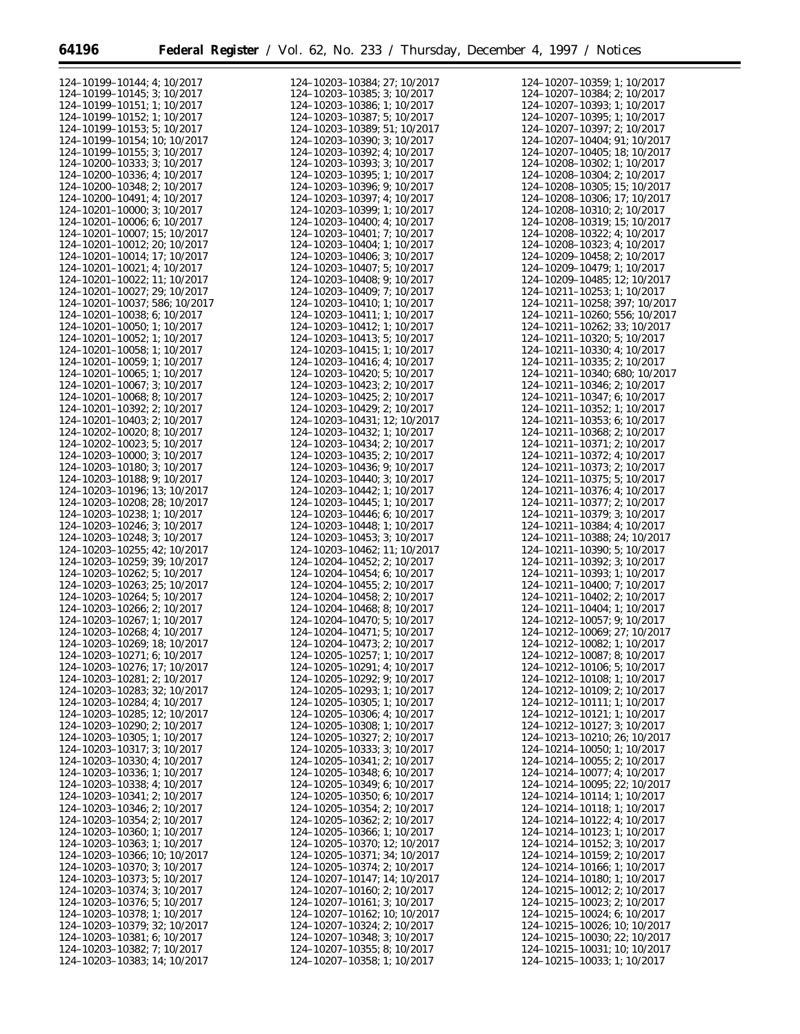124–10199–10144; 4; 10/2017
124–10199–10145; 3; 10/2017
124–10199–10151; 1; 10/2017
124–10199–10152; 1; 10/2017
124–10199–10153; 5; 10/2017
124–10199–10154; 10; 10/2017
124–10199–10155; 3; 10/2017
124–10200–10333; 3; 10/2017
124–10200–10336; 4; 10/2017
124–10200–10348; 2; 10/2017
124–10200–10491; 4; 10/2017
124–10201–10000; 3; 10/2017
124–10201–10006; 6; 10/2017
124–10201–10007; 15; 10/2017
124–10201–10012; 20; 10/2017
124–10201–10014; 17; 10/2017
124–10201–10021; 4; 10/2017
124–10201–10022; 11; 10/2017
124–10201–10027; 29; 10/2017
124–10201–10037; 586; 10/2017
124–10201–10038; 6; 10/2017
124–10201–10050; 1; 10/2017
124–10201–10052; 1; 10/2017
124–10201–10058; 1; 10/2017
124–10201–10059; 1; 10/2017
124–10201–10065; 1; 10/2017
124–10201–10067; 3; 10/2017
124–10201–10068; 8; 10/2017
124–10201–10392; 2; 10/2017
124–10201–10403; 2; 10/2017
124–10202–10020; 8; 10/2017
124–10202–10023; 5; 10/2017
124–10203–10000; 3; 10/2017
124–10203–10180; 3; 10/2017
124–10203–10188; 9; 10/2017
124–10203–10196; 13; 10/2017
124–10203–10208; 28; 10/2017
124–10203–10238; 1; 10/2017
124–10203–10246; 3; 10/2017
124–10203–10248; 3; 10/2017
124–10203–10255; 42; 10/2017
124–10203–10259; 39; 10/2017
124–10203–10262; 5; 10/2017
124–10203–10263; 25; 10/2017
124–10203–10264; 5; 10/2017
124–10203–10266; 2; 10/2017
124–10203–10267; 1; 10/2017
124–10203–10268; 4; 10/2017
124–10203–10269; 18; 10/2017
124–10203–10271; 6; 10/2017
124–10203–10276; 17; 10/2017
124–10203–10281; 2; 10/2017
124–10203–10283; 32; 10/2017
124–10203–10284; 4; 10/2017
124–10203–10285; 12; 10/2017
124–10203–10290; 2; 10/2017
124–10203–10305; 1; 10/2017
124–10203–10317; 3; 10/2017
124–10203–10330; 4; 10/2017
124–10203–10336; 1; 10/2017
124–10203–10338; 4; 10/2017
124–10203–10341; 2; 10/2017
124–10203–10346; 2; 10/2017
124–10203–10354; 2; 10/2017
124–10203–10360; 1; 10/2017
124–10203–10363; 1; 10/2017
124–10203–10366; 10; 10/2017
124–10203–10370; 3; 10/2017
124–10203–10373; 5; 10/2017
124–10203–10374; 3; 10/2017
124–10203–10376; 5; 10/2017
124–10203–10378; 1; 10/2017
124–10203–10379; 32; 10/2017
124–10203–10381; 6; 10/2017
124–10203–10382; 7; 10/2017
124–10203–10383; 14; 10/2017
124–10203–10384; 27; 10/2017
124–10203–10385; 3; 10/2017
124–10203–10386; 1; 10/2017
124–10203–10387; 5; 10/2017
124–10203–10389; 51; 10/2017
124–10203–10390; 3; 10/2017
124–10203–10392; 4; 10/2017
124–10203–10393; 3; 10/2017
124–10203–10395; 1; 10/2017
124–10203–10396; 9; 10/2017
124–10203–10397; 4; 10/2017
124–10203–10399; 1; 10/2017
124–10203–10400; 4; 10/2017
124–10203–10401; 7; 10/2017
124–10203–10404; 1; 10/2017
124–10203–10406; 3; 10/2017
124–10203–10407; 5; 10/2017
124–10203–10408; 9; 10/2017
124–10203–10409; 7; 10/2017
124–10203–10410; 1; 10/2017
124–10203–10411; 1; 10/2017
124–10203–10412; 1; 10/2017
124–10203–10413; 5; 10/2017
124–10203–10415; 1; 10/2017
124–10203–10416; 4; 10/2017
124–10203–10420; 5; 10/2017
124–10203–10423; 2; 10/2017
124–10203–10425; 2; 10/2017
124–10203–10429; 2; 10/2017
124–10203–10431; 12; 10/2017
124–10203–10432; 1; 10/2017
124–10203–10434; 2; 10/2017
124–10203–10435; 2; 10/2017
124–10203–10436; 9; 10/2017
124–10203–10440; 3; 10/2017
124–10203–10442; 1; 10/2017
124–10203–10445; 1; 10/2017
124–10203–10446; 6; 10/2017
124–10203–10448; 1; 10/2017
124–10203–10453; 3; 10/2017
124–10203–10462; 11; 10/2017
124–10204–10452; 2; 10/2017
124–10204–10454; 6; 10/2017
124–10204–10455; 2; 10/2017
124–10204–10458; 2; 10/2017
124–10204–10468; 8; 10/2017
124–10204–10470; 5; 10/2017
124–10204–10471; 5; 10/2017
124–10204–10473; 2; 10/2017
124–10205–10257; 1; 10/2017
124–10205–10291; 4; 10/2017
124–10205–10292; 9; 10/2017
124–10205–10293; 1; 10/2017
124–10205–10305; 1; 10/2017
124–10205–10306; 4; 10/2017
124–10205–10308; 1; 10/2017
124–10205–10327; 2; 10/2017
124–10205–10333; 3; 10/2017
124–10205–10341; 2; 10/2017
124–10205–10348; 6; 10/2017
124–10205–10349; 6; 10/2017
124–10205–10350; 6; 10/2017
124–10205–10354; 2; 10/2017
124–10205–10362; 2; 10/2017
124–10205–10366; 1; 10/2017
124–10205–10370; 12; 10/2017
124–10205–10371; 34; 10/2017
124–10205–10374; 2; 10/2017
124–10207–10147; 14; 10/2017
124–10207–10160; 2; 10/2017
124–10207–10161; 3; 10/2017
124–10207–10162; 10; 10/2017
124–10207–10324; 2; 10/2017
124–10207–10348; 3; 10/2017
124–10207–10355; 8; 10/2017
124–10207–10358; 1; 10/2017
124–10207–10359; 1; 10/2017
124–10207–10384; 2; 10/2017
124–10207–10393; 1; 10/2017
124–10207–10395; 1; 10/2017
124–10207–10397; 2; 10/2017
124–10207–10404; 91; 10/2017
124–10207–10405; 18; 10/2017
124–10208–10302; 1; 10/2017
124–10208–10304; 2; 10/2017
124–10208–10305; 15; 10/2017
124–10208–10306; 17; 10/2017
124–10208–10310; 2; 10/2017
124–10208–10319; 15; 10/2017
124–10208–10322; 4; 10/2017
124–10208–10323; 4; 10/2017
124–10209–10458; 2; 10/2017
124–10209–10479; 1; 10/2017
124–10209–10485; 12; 10/2017
124–10211–10253; 1; 10/2017
124–10211–10258; 397; 10/2017
124–10211–10260; 556; 10/2017
124–10211–10262; 33; 10/2017
124–10211–10320; 5; 10/2017
124–10211–10330; 4; 10/2017
124–10211–10335; 2; 10/2017
124–10211–10340; 680; 10/2017
124–10211–10346; 2; 10/2017
124–10211–10347; 6; 10/2017
124–10211–10352; 1; 10/2017
124–10211–10353; 6; 10/2017
124–10211–10368; 2; 10/2017
124–10211–10371; 2; 10/2017
124–10211–10372; 4; 10/2017
124–10211–10373; 2; 10/2017
124–10211–10375; 5; 10/2017
124–10211–10376; 4; 10/2017
124–10211–10377; 2; 10/2017
124–10211–10379; 3; 10/2017
124–10211–10384; 4; 10/2017
124–10211–10388; 24; 10/2017
124–10211–10390; 5; 10/2017
124–10211–10392; 3; 10/2017
124–10211–10393; 1; 10/2017
124–10211–10400; 7; 10/2017
124–10211–10402; 2; 10/2017
124–10211–10404; 1; 10/2017
124–10212–10057; 9; 10/2017
124–10212–10069; 27; 10/2017
124–10212–10082; 1; 10/2017
124–10212–10087; 8; 10/2017
124–10212–10106; 5; 10/2017
124–10212–10108; 1; 10/2017
124–10212–10109; 2; 10/2017
124–10212–10111; 1; 10/2017
124–10212–10121; 1; 10/2017
124–10212–10127; 3; 10/2017
124–10213–10210; 26; 10/2017
124–10214–10050; 1; 10/2017
124–10214–10055; 2; 10/2017
124–10214–10077; 4; 10/2017
124–10214–10095; 22; 10/2017
124–10214–10114; 1; 10/2017
124–10214–10118; 1; 10/2017
124–10214–10122; 4; 10/2017
124–10214–10123; 1; 10/2017
124–10214–10152; 3; 10/2017
124–10214–10159; 2; 10/2017
124–10214–10166; 1; 10/2017
124–10214–10180; 1; 10/2017
124–10215–10012; 2; 10/2017
124–10215–10023; 2; 10/2017
124–10215–10024; 6; 10/2017
124–10215–10026; 10; 10/2017
124–10215–10030; 22; 10/2017
124–10215–10031; 10; 10/2017
124–10215–10033; 1; 10/2017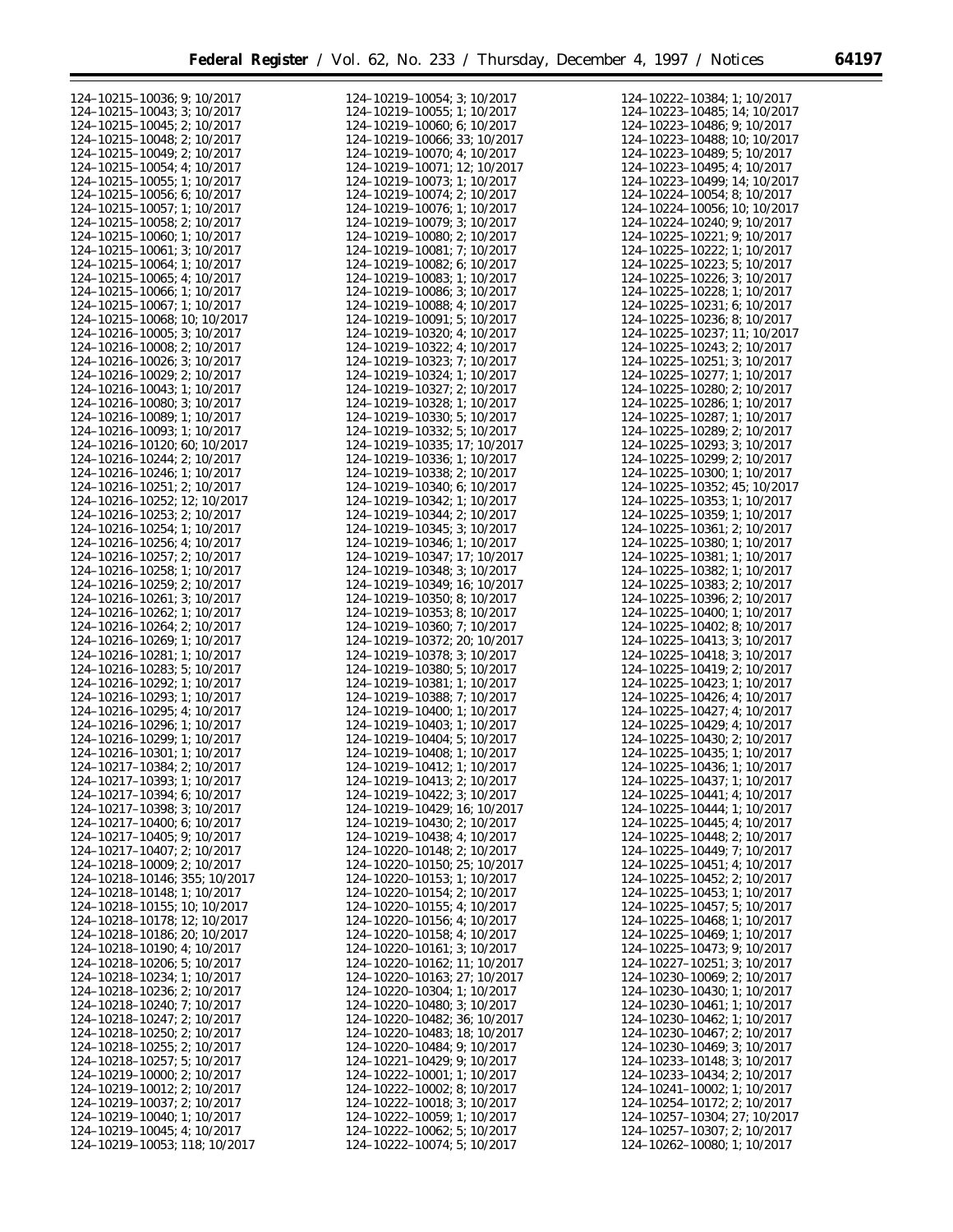124–10215–10036; 9; 10/2017
124–10215–10043; 3; 10/2017
124–10215–10045; 2; 10/2017
124–10215–10048; 2; 10/2017
124–10215–10049; 2; 10/2017
124–10215–10054; 4; 10/2017
124–10215–10055; 1; 10/2017
124–10215–10056; 6; 10/2017
124–10215–10057; 1; 10/2017
124–10215–10058; 2; 10/2017
124–10215–10060; 1; 10/2017
124–10215–10061; 3; 10/2017
124–10215–10064; 1; 10/2017
124–10215–10065; 4; 10/2017
124–10215–10066; 1; 10/2017
124–10215–10067; 1; 10/2017
124–10215–10068; 10; 10/2017
124–10216–10005; 3; 10/2017
124–10216–10008; 2; 10/2017
124–10216–10026; 3; 10/2017
124–10216–10029; 2; 10/2017
124–10216–10043; 1; 10/2017
124–10216–10080; 3; 10/2017
124–10216–10089; 1; 10/2017
124–10216–10093; 1; 10/2017
124–10216–10120; 60; 10/2017
124–10216–10244; 2; 10/2017
124–10216–10246; 1; 10/2017
124–10216–10251; 2; 10/2017
124–10216–10252; 12; 10/2017
124–10216–10253; 2; 10/2017
124–10216–10254; 1; 10/2017
124–10216–10256; 4; 10/2017
124–10216–10257; 2; 10/2017
124–10216–10258; 1; 10/2017
124–10216–10259; 2; 10/2017
124–10216–10261; 3; 10/2017
124–10216–10262; 1; 10/2017
124–10216–10264; 2; 10/2017
124–10216–10269; 1; 10/2017
124–10216–10281; 1; 10/2017
124–10216–10283; 5; 10/2017
124–10216–10292; 1; 10/2017
124–10216–10293; 1; 10/2017
124–10216–10295; 4; 10/2017
124–10216–10296; 1; 10/2017
124–10216–10299; 1; 10/2017
124–10216–10301; 1; 10/2017
124–10217–10384; 2; 10/2017
124–10217–10393; 1; 10/2017
124–10217–10394; 6; 10/2017
124–10217–10398; 3; 10/2017
124–10217–10400; 6; 10/2017
124–10217–10405; 9; 10/2017
124–10217–10407; 2; 10/2017
124–10218–10009; 2; 10/2017
124–10218–10146; 355; 10/2017
124–10218–10148; 1; 10/2017
124–10218–10155; 10; 10/2017
124–10218–10178; 12; 10/2017
124–10218–10186; 20; 10/2017
124–10218–10190; 4; 10/2017
124–10218–10206; 5; 10/2017
124–10218–10234; 1; 10/2017
124–10218–10236; 2; 10/2017
124–10218–10240; 7; 10/2017
124–10218–10247; 2; 10/2017
124–10218–10250; 2; 10/2017
124–10218–10255; 2; 10/2017
124–10218–10257; 5; 10/2017
124–10219–10000; 2; 10/2017
124–10219–10012; 2; 10/2017
124–10219–10037; 2; 10/2017
124–10219–10040; 1; 10/2017
124–10219–10045; 4; 10/2017
124–10219–10053; 118; 10/2017
124–10219–10054; 3; 10/2017
124–10219–10055; 1; 10/2017
124–10219–10060; 6; 10/2017
124–10219–10066; 33; 10/2017
124–10219–10070; 4; 10/2017
124–10219–10071; 12; 10/2017
124–10219–10073; 1; 10/2017
124–10219–10074; 2; 10/2017
124–10219–10076; 1; 10/2017
124–10219–10079; 3; 10/2017
124–10219–10080; 2; 10/2017
124–10219–10081; 7; 10/2017
124–10219–10082; 6; 10/2017
124–10219–10083; 1; 10/2017
124–10219–10086; 3; 10/2017
124–10219–10088; 4; 10/2017
124–10219–10091; 5; 10/2017
124–10219–10320; 4; 10/2017
124–10219–10322; 4; 10/2017
124–10219–10323; 7; 10/2017
124–10219–10324; 1; 10/2017
124–10219–10327; 2; 10/2017
124–10219–10328; 1; 10/2017
124–10219–10330; 5; 10/2017
124–10219–10332; 5; 10/2017
124–10219–10335; 17; 10/2017
124–10219–10336; 1; 10/2017
124–10219–10338; 2; 10/2017
124–10219–10340; 6; 10/2017
124–10219–10342; 1; 10/2017
124–10219–10344; 2; 10/2017
124–10219–10345; 3; 10/2017
124–10219–10346; 1; 10/2017
124–10219–10347; 17; 10/2017
124–10219–10348; 3; 10/2017
124–10219–10349; 16; 10/2017
124–10219–10350; 8; 10/2017
124–10219–10353; 8; 10/2017
124–10219–10360; 7; 10/2017
124–10219–10372; 20; 10/2017
124–10219–10378; 3; 10/2017
124–10219–10380; 5; 10/2017
124–10219–10381; 1; 10/2017
124–10219–10388; 7; 10/2017
124–10219–10400; 1; 10/2017
124–10219–10403; 1; 10/2017
124–10219–10404; 5; 10/2017
124–10219–10408; 1; 10/2017
124–10219–10412; 1; 10/2017
124–10219–10413; 2; 10/2017
124–10219–10422; 3; 10/2017
124–10219–10429; 16; 10/2017
124–10219–10430; 2; 10/2017
124–10219–10438; 4; 10/2017
124–10220–10148; 2; 10/2017
124–10220–10150; 25; 10/2017
124–10220–10153; 1; 10/2017
124–10220–10154; 2; 10/2017
124–10220–10155; 4; 10/2017
124–10220–10156; 4; 10/2017
124–10220–10158; 4; 10/2017
124–10220–10161; 3; 10/2017
124–10220–10162; 11; 10/2017
124–10220–10163; 27; 10/2017
124–10220–10304; 1; 10/2017
124–10220–10480; 3; 10/2017
124–10220–10482; 36; 10/2017
124–10220–10483; 18; 10/2017
124–10220–10484; 9; 10/2017
124–10221–10429; 9; 10/2017
124–10222–10001; 1; 10/2017
124–10222–10002; 8; 10/2017
124–10222–10018; 3; 10/2017
124–10222–10059; 1; 10/2017
124–10222–10062; 5; 10/2017
124–10222–10074; 5; 10/2017
124–10222–10384; 1; 10/2017
124–10223–10485; 14; 10/2017
124–10223–10486; 9; 10/2017
124–10223–10488; 10; 10/2017
124–10223–10489; 5; 10/2017
124–10223–10495; 4; 10/2017
124–10223–10499; 14; 10/2017
124–10224–10054; 8; 10/2017
124–10224–10056; 10; 10/2017
124–10224–10240; 9; 10/2017
124–10225–10221; 9; 10/2017
124–10225–10222; 1; 10/2017
124–10225–10223; 5; 10/2017
124–10225–10226; 3; 10/2017
124–10225–10228; 1; 10/2017
124–10225–10231; 6; 10/2017
124–10225–10236; 8; 10/2017
124–10225–10237; 11; 10/2017
124–10225–10243; 2; 10/2017
124–10225–10251; 3; 10/2017
124–10225–10277; 1; 10/2017
124–10225–10280; 2; 10/2017
124–10225–10286; 1; 10/2017
124–10225–10287; 1; 10/2017
124–10225–10289; 2; 10/2017
124–10225–10293; 3; 10/2017
124–10225–10299; 2; 10/2017
124–10225–10300; 1; 10/2017
124–10225–10352; 45; 10/2017
124–10225–10353; 1; 10/2017
124–10225–10359; 1; 10/2017
124–10225–10361; 2; 10/2017
124–10225–10380; 1; 10/2017
124–10225–10381; 1; 10/2017
124–10225–10382; 1; 10/2017
124–10225–10383; 2; 10/2017
124–10225–10396; 2; 10/2017
124–10225–10400; 1; 10/2017
124–10225–10402; 8; 10/2017
124–10225–10413; 3; 10/2017
124–10225–10418; 3; 10/2017
124–10225–10419; 2; 10/2017
124–10225–10423; 1; 10/2017
124–10225–10426; 4; 10/2017
124–10225–10427; 4; 10/2017
124–10225–10429; 4; 10/2017
124–10225–10430; 2; 10/2017
124–10225–10435; 1; 10/2017
124–10225–10436; 1; 10/2017
124–10225–10437; 1; 10/2017
124–10225–10441; 4; 10/2017
124–10225–10444; 1; 10/2017
124–10225–10445; 4; 10/2017
124–10225–10448; 2; 10/2017
124–10225–10449; 7; 10/2017
124–10225–10451; 4; 10/2017
124–10225–10452; 2; 10/2017
124–10225–10453; 1; 10/2017
124–10225–10457; 5; 10/2017
124–10225–10468; 1; 10/2017
124–10225–10469; 1; 10/2017
124–10225–10473; 9; 10/2017
124–10227–10251; 3; 10/2017
124–10230–10069; 2; 10/2017
124–10230–10430; 1; 10/2017
124–10230–10461; 1; 10/2017
124–10230–10462; 1; 10/2017
124–10230–10467; 2; 10/2017
124–10230–10469; 3; 10/2017
124–10233–10148; 3; 10/2017
124–10233–10434; 2; 10/2017
124–10241–10002; 1; 10/2017
124–10254–10172; 2; 10/2017
124–10257–10304; 27; 10/2017
124–10257–10307; 2; 10/2017
124–10262–10080; 1; 10/2017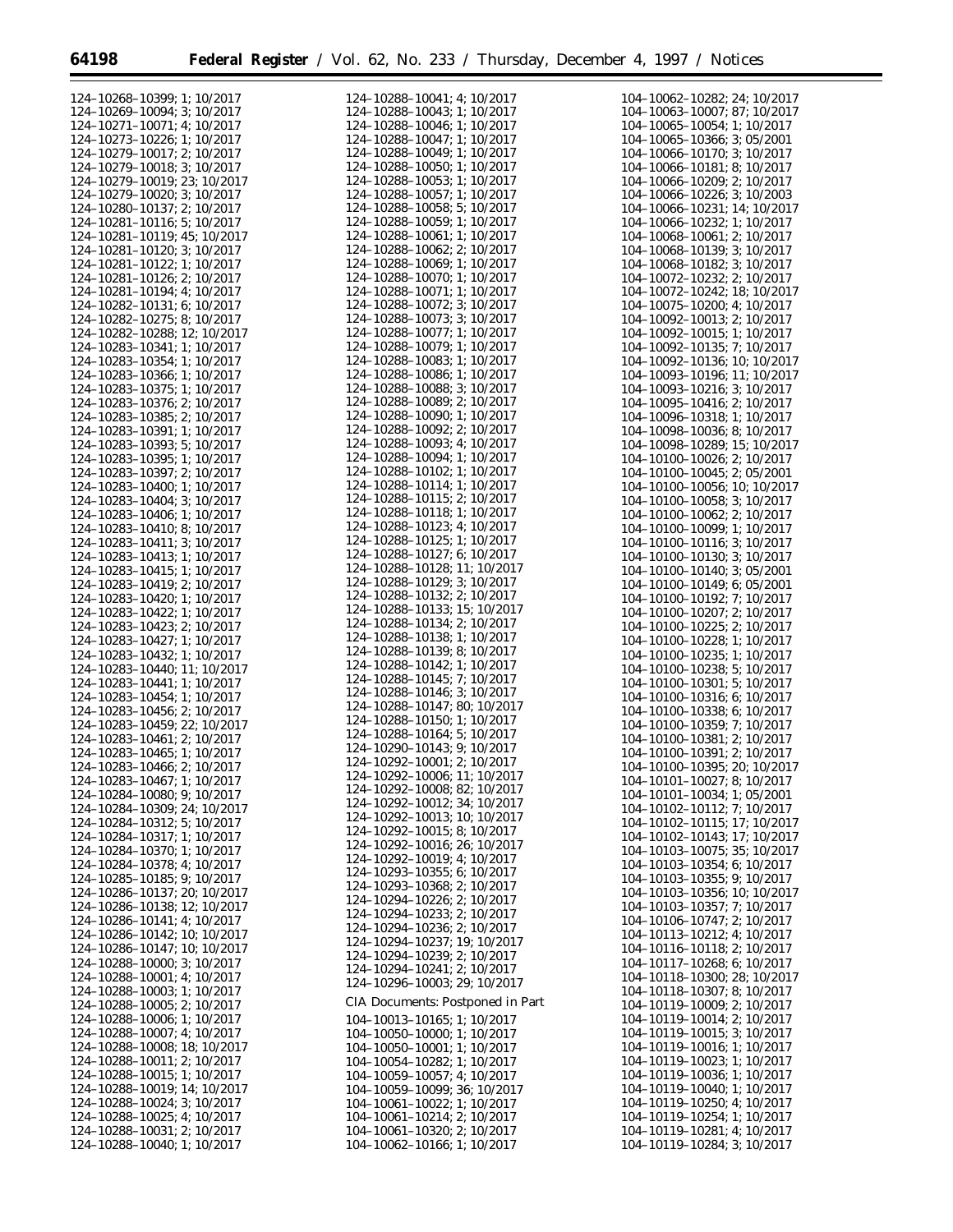124–10268–10399; 1; 10/2017
124–10269–10094; 3; 10/2017
124–10271–10071; 4; 10/2017
124–10273–10226; 1; 10/2017
124–10279–10017; 2; 10/2017
124–10279–10018; 3; 10/2017
124–10279–10019; 23; 10/2017
124–10279–10020; 3; 10/2017
124–10280–10137; 2; 10/2017
124–10281–10116; 5; 10/2017
124–10281–10119; 45; 10/2017
124–10281–10120; 3; 10/2017
124–10281–10122; 1; 10/2017
124–10281–10126; 2; 10/2017
124–10281–10194; 4; 10/2017
124–10282–10131; 6; 10/2017
124–10282–10275; 8; 10/2017
124–10282–10288; 12; 10/2017
124–10283–10341; 1; 10/2017
124–10283–10354; 1; 10/2017
124–10283–10366; 1; 10/2017
124–10283–10375; 1; 10/2017
124–10283–10376; 2; 10/2017
124–10283–10385; 2; 10/2017
124–10283–10391; 1; 10/2017
124–10283–10393; 5; 10/2017
124–10283–10395; 1; 10/2017
124–10283–10397; 2; 10/2017
124–10283–10400; 1; 10/2017
124–10283–10404; 3; 10/2017
124–10283–10406; 1; 10/2017
124–10283–10410; 8; 10/2017
124–10283–10411; 3; 10/2017
124–10283–10413; 1; 10/2017
124–10283–10415; 1; 10/2017
124–10283–10419; 2; 10/2017
124–10283–10420; 1; 10/2017
124–10283–10422; 1; 10/2017
124–10283–10423; 2; 10/2017
124–10283–10427; 1; 10/2017
124–10283–10432; 1; 10/2017
124–10283–10440; 11; 10/2017
124–10283–10441; 1; 10/2017
124–10283–10454; 1; 10/2017
124–10283–10456; 2; 10/2017
124–10283–10459; 22; 10/2017
124–10283–10461; 2; 10/2017
124–10283–10465; 1; 10/2017
124–10283–10466; 2; 10/2017
124–10283–10467; 1; 10/2017
124–10284–10080; 9; 10/2017
124–10284–10309; 24; 10/2017
124–10284–10312; 5; 10/2017
124–10284–10317; 1; 10/2017
124–10284–10370; 1; 10/2017
124–10284–10378; 4; 10/2017
124–10285–10185; 9; 10/2017
124–10286–10137; 20; 10/2017
124–10286–10138; 12; 10/2017
124–10286–10141; 4; 10/2017
124–10286–10142; 10; 10/2017
124–10286–10147; 10; 10/2017
124–10288–10000; 3; 10/2017
124–10288–10001; 4; 10/2017
124–10288–10003; 1; 10/2017
124–10288–10005; 2; 10/2017
124–10288–10006; 1; 10/2017
124–10288–10007; 4; 10/2017
124–10288–10008; 18; 10/2017
124–10288–10011; 2; 10/2017
124–10288–10015; 1; 10/2017
124–10288–10019; 14; 10/2017
124–10288–10024; 3; 10/2017
124–10288–10025; 4; 10/2017
124–10288–10031; 2; 10/2017
124–10288–10040; 1; 10/2017
124–10288–10041; 4; 10/2017
124–10288–10043; 1; 10/2017
124–10288–10046; 1; 10/2017
124–10288–10047; 1; 10/2017
124–10288–10049; 1; 10/2017
124–10288–10050; 1; 10/2017
124–10288–10053; 1; 10/2017
124–10288–10057; 1; 10/2017
124–10288–10058; 5; 10/2017
124–10288–10059; 1; 10/2017
124–10288–10061; 1; 10/2017
124–10288–10062; 2; 10/2017
124–10288–10069; 1; 10/2017
124–10288–10070; 1; 10/2017
124–10288–10071; 1; 10/2017
124–10288–10072; 3; 10/2017
124–10288–10073; 3; 10/2017
124–10288–10077; 1; 10/2017
124–10288–10079; 1; 10/2017
124–10288–10083; 1; 10/2017
124–10288–10086; 1; 10/2017
124–10288–10088; 3; 10/2017
124–10288–10089; 2; 10/2017
124–10288–10090; 1; 10/2017
124–10288–10092; 2; 10/2017
124–10288–10093; 4; 10/2017
124–10288–10094; 1; 10/2017
124–10288–10102; 1; 10/2017
124–10288–10114; 1; 10/2017
124–10288–10115; 2; 10/2017
124–10288–10118; 1; 10/2017
124–10288–10123; 4; 10/2017
124–10288–10125; 1; 10/2017
124–10288–10127; 6; 10/2017
124–10288–10128; 11; 10/2017
124–10288–10129; 3; 10/2017
124–10288–10132; 2; 10/2017
124–10288–10133; 15; 10/2017
124–10288–10134; 2; 10/2017
124–10288–10138; 1; 10/2017
124–10288–10139; 8; 10/2017
124–10288–10142; 1; 10/2017
124–10288–10145; 7; 10/2017
124–10288–10146; 3; 10/2017
124–10288–10147; 80; 10/2017
124–10288–10150; 1; 10/2017
124–10288–10164; 5; 10/2017
124–10290–10143; 9; 10/2017
124–10292–10001; 2; 10/2017
124–10292–10006; 11; 10/2017
124–10292–10008; 82; 10/2017
124–10292–10012; 34; 10/2017
124–10292–10013; 10; 10/2017
124–10292–10015; 8; 10/2017
124–10292–10016; 26; 10/2017
124–10292–10019; 4; 10/2017
124–10293–10355; 6; 10/2017
124–10293–10368; 2; 10/2017
124–10294–10226; 2; 10/2017
124–10294–10233; 2; 10/2017
124–10294–10236; 2; 10/2017
124–10294–10237; 19; 10/2017
124–10294–10239; 2; 10/2017
124–10294–10241; 2; 10/2017
124–10296–10003; 29; 10/2017

CIA Documents: Postponed in Part

104–10013–10165; 1; 10/2017
104–10050–10000; 1; 10/2017
104–10050–10001; 1; 10/2017
104–10054–10282; 1; 10/2017
104–10059–10057; 4; 10/2017
104–10059–10099; 36; 10/2017
104–10061–10022; 1; 10/2017
104–10061–10214; 2; 10/2017
104–10061–10320; 2; 10/2017
104–10062–10166; 1; 10/2017
104–10062–10282; 24; 10/2017
104–10063–10007; 87; 10/2017
104–10065–10054; 1; 10/2017
104–10065–10366; 3; 05/2001
104–10066–10170; 3; 10/2017
104–10066–10181; 8; 10/2017
104–10066–10209; 2; 10/2017
104–10066–10226; 3; 10/2003
104–10066–10231; 14; 10/2017
104–10066–10232; 1; 10/2017
104–10068–10061; 2; 10/2017
104–10068–10139; 3; 10/2017
104–10068–10182; 3; 10/2017
104–10072–10232; 2; 10/2017
104–10072–10242; 18; 10/2017
104–10075–10200; 4; 10/2017
104–10092–10013; 2; 10/2017
104–10092–10015; 1; 10/2017
104–10092–10135; 7; 10/2017
104–10092–10136; 10; 10/2017
104–10093–10196; 11; 10/2017
104–10093–10216; 3; 10/2017
104–10095–10416; 2; 10/2017
104–10096–10318; 1; 10/2017
104–10098–10036; 8; 10/2017
104–10098–10289; 15; 10/2017
104–10100–10026; 2; 10/2017
104–10100–10045; 2; 05/2001
104–10100–10056; 10; 10/2017
104–10100–10058; 3; 10/2017
104–10100–10062; 2; 10/2017
104–10100–10099; 1; 10/2017
104–10100–10116; 3; 10/2017
104–10100–10130; 3; 10/2017
104–10100–10140; 3; 05/2001
104–10100–10149; 6; 05/2001
104–10100–10192; 7; 10/2017
104–10100–10207; 2; 10/2017
104–10100–10225; 2; 10/2017
104–10100–10228; 1; 10/2017
104–10100–10235; 1; 10/2017
104–10100–10238; 5; 10/2017
104–10100–10301; 5; 10/2017
104–10100–10316; 6; 10/2017
104–10100–10338; 6; 10/2017
104–10100–10359; 7; 10/2017
104–10100–10381; 2; 10/2017
104–10100–10391; 2; 10/2017
104–10100–10395; 20; 10/2017
104–10101–10027; 8; 10/2017
104–10101–10034; 1; 05/2001
104–10102–10112; 7; 10/2017
104–10102–10115; 17; 10/2017
104–10102–10143; 17; 10/2017
104–10103–10075; 35; 10/2017
104–10103–10354; 6; 10/2017
104–10103–10355; 9; 10/2017
104–10103–10356; 10; 10/2017
104–10103–10357; 7; 10/2017
104–10106–10747; 2; 10/2017
104–10113–10212; 4; 10/2017
104–10116–10118; 2; 10/2017
104–10117–10268; 6; 10/2017
104–10118–10300; 28; 10/2017
104–10118–10307; 8; 10/2017
104–10119–10009; 2; 10/2017
104–10119–10014; 2; 10/2017
104–10119–10015; 3; 10/2017
104–10119–10016; 1; 10/2017
104–10119–10023; 1; 10/2017
104–10119–10036; 1; 10/2017
104–10119–10040; 1; 10/2017
104–10119–10250; 4; 10/2017
104–10119–10254; 1; 10/2017
104–10119–10281; 4; 10/2017
104–10119–10284; 3; 10/2017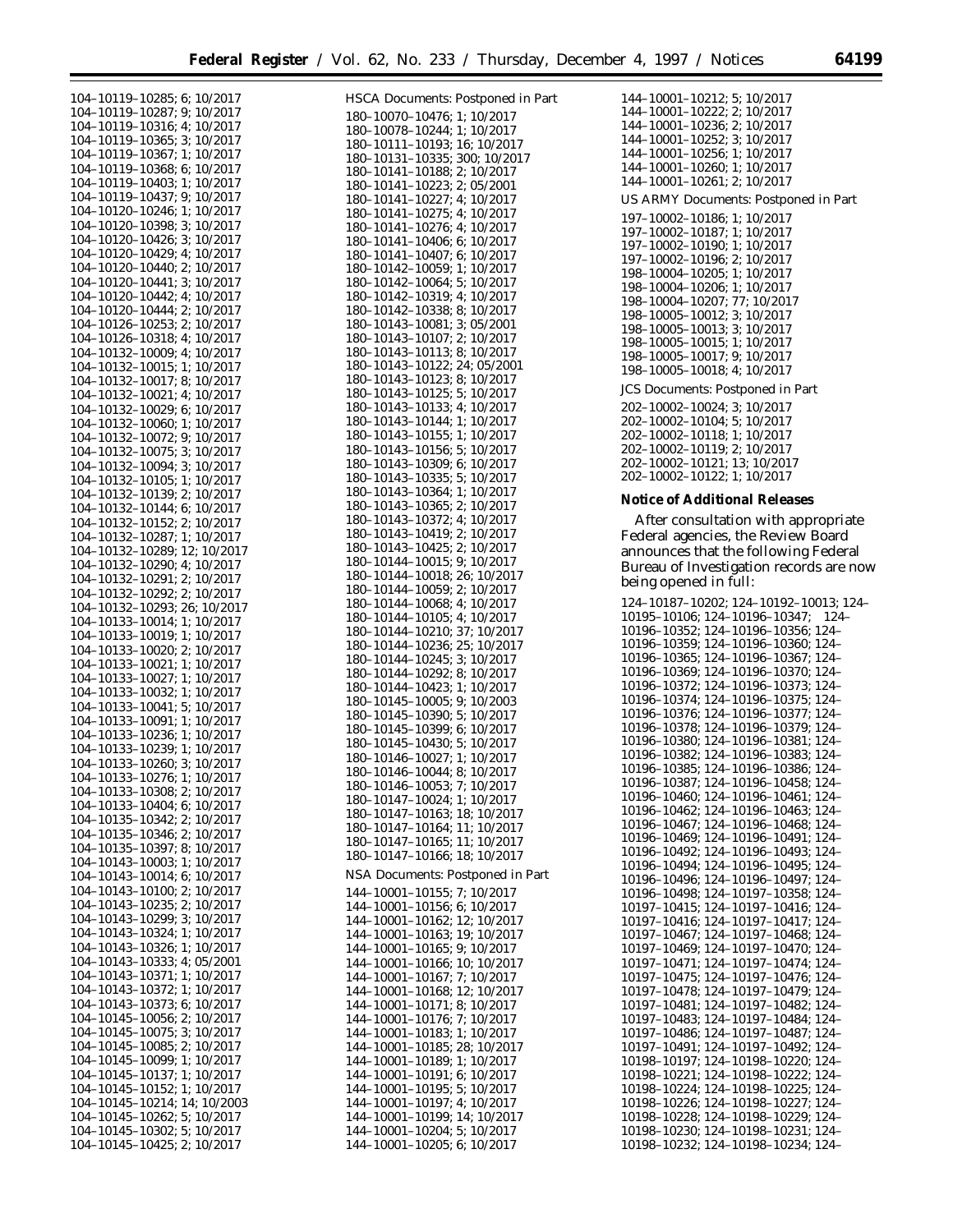104–10119–10285; 6; 10/2017
104–10119–10287; 9; 10/2017
104–10119–10316; 4; 10/2017
104–10119–10365; 3; 10/2017
104–10119–10367; 1; 10/2017
104–10119–10368; 6; 10/2017
104–10119–10403; 1; 10/2017
104–10119–10437; 9; 10/2017
104–10120–10246; 1; 10/2017
104–10120–10398; 3; 10/2017
104–10120–10426; 3; 10/2017
104–10120–10429; 4; 10/2017
104–10120–10440; 2; 10/2017
104–10120–10441; 3; 10/2017
104–10120–10442; 4; 10/2017
104–10120–10444; 2; 10/2017
104–10126–10253; 2; 10/2017
104–10126–10318; 4; 10/2017
104–10132–10009; 4; 10/2017
104–10132–10015; 1; 10/2017
104–10132–10017; 8; 10/2017
104–10132–10021; 4; 10/2017
104–10132–10029; 6; 10/2017
104–10132–10060; 1; 10/2017
104–10132–10072; 9; 10/2017
104–10132–10075; 3; 10/2017
104–10132–10094; 3; 10/2017
104–10132–10105; 1; 10/2017
104–10132–10139; 2; 10/2017
104–10132–10144; 6; 10/2017
104–10132–10152; 2; 10/2017
104–10132–10287; 1; 10/2017
104–10132–10289; 12; 10/2017
104–10132–10290; 4; 10/2017
104–10132–10291; 2; 10/2017
104–10132–10292; 2; 10/2017
104–10132–10293; 26; 10/2017
104–10133–10014; 1; 10/2017
104–10133–10019; 1; 10/2017
104–10133–10020; 2; 10/2017
104–10133–10021; 1; 10/2017
104–10133–10027; 1; 10/2017
104–10133–10032; 1; 10/2017
104–10133–10041; 5; 10/2017
104–10133–10091; 1; 10/2017
104–10133–10236; 1; 10/2017
104–10133–10239; 1; 10/2017
104–10133–10260; 3; 10/2017
104–10133–10276; 1; 10/2017
104–10133–10308; 2; 10/2017
104–10133–10404; 6; 10/2017
104–10135–10342; 2; 10/2017
104–10135–10346; 2; 10/2017
104–10135–10397; 8; 10/2017
104–10143–10003; 1; 10/2017
104–10143–10014; 6; 10/2017
104–10143–10100; 2; 10/2017
104–10143–10235; 2; 10/2017
104–10143–10299; 3; 10/2017
104–10143–10324; 1; 10/2017
104–10143–10326; 1; 10/2017
104–10143–10333; 4; 05/2001
104–10143–10371; 1; 10/2017
104–10143–10372; 1; 10/2017
104–10143–10373; 6; 10/2017
104–10145–10056; 2; 10/2017
104–10145–10075; 3; 10/2017
104–10145–10085; 2; 10/2017
104–10145–10099; 1; 10/2017
104–10145–10137; 1; 10/2017
104–10145–10152; 1; 10/2017
104–10145–10214; 14; 10/2003
104–10145–10262; 5; 10/2017
104–10145–10302; 5; 10/2017
104–10145–10425; 2; 10/2017

HSCA Documents: Postponed in Part

180–10070–10476; 1; 10/2017
180–10078–10244; 1; 10/2017
180–10111–10193; 16; 10/2017
180–10131–10335; 300; 10/2017
180–10141–10188; 2; 10/2017
180–10141–10223; 2; 05/2001
180–10141–10227; 4; 10/2017
180–10141–10275; 4; 10/2017
180–10141–10276; 4; 10/2017
180–10141–10406; 6; 10/2017
180–10141–10407; 6; 10/2017
180–10142–10059; 1; 10/2017
180–10142–10064; 5; 10/2017
180–10142–10319; 4; 10/2017
180–10142–10338; 8; 10/2017
180–10143–10081; 3; 05/2001
180–10143–10107; 2; 10/2017
180–10143–10113; 8; 10/2017
180–10143–10122; 24; 05/2001
180–10143–10123; 8; 10/2017
180–10143–10125; 5; 10/2017
180–10143–10133; 4; 10/2017
180–10143–10144; 1; 10/2017
180–10143–10155; 1; 10/2017
180–10143–10156; 5; 10/2017
180–10143–10309; 6; 10/2017
180–10143–10335; 5; 10/2017
180–10143–10364; 1; 10/2017
180–10143–10365; 2; 10/2017
180–10143–10372; 4; 10/2017
180–10143–10419; 2; 10/2017
180–10143–10425; 2; 10/2017
180–10144–10015; 9; 10/2017
180–10144–10018; 26; 10/2017
180–10144–10059; 2; 10/2017
180–10144–10068; 4; 10/2017
180–10144–10105; 4; 10/2017
180–10144–10210; 37; 10/2017
180–10144–10236; 25; 10/2017
180–10144–10245; 3; 10/2017
180–10144–10292; 8; 10/2017
180–10144–10423; 1; 10/2017
180–10145–10005; 9; 10/2003
180–10145–10390; 5; 10/2017
180–10145–10399; 6; 10/2017
180–10145–10430; 5; 10/2017
180–10146–10027; 1; 10/2017
180–10146–10044; 8; 10/2017
180–10146–10053; 7; 10/2017
180–10147–10024; 1; 10/2017
180–10147–10163; 18; 10/2017
180–10147–10164; 11; 10/2017
180–10147–10165; 11; 10/2017
180–10147–10166; 18; 10/2017

NSA Documents: Postponed in Part

144–10001–10155; 7; 10/2017
144–10001–10156; 6; 10/2017
144–10001–10162; 12; 10/2017
144–10001–10163; 19; 10/2017
144–10001–10165; 9; 10/2017
144–10001–10166; 10; 10/2017
144–10001–10167; 7; 10/2017
144–10001–10168; 12; 10/2017
144–10001–10171; 8; 10/2017
144–10001–10176; 7; 10/2017
144–10001–10183; 1; 10/2017
144–10001–10185; 28; 10/2017
144–10001–10189; 1; 10/2017
144–10001–10191; 6; 10/2017
144–10001–10195; 5; 10/2017
144–10001–10197; 4; 10/2017
144–10001–10199; 14; 10/2017
144–10001–10204; 5; 10/2017
144–10001–10205; 6; 10/2017
144–10001–10212; 5; 10/2017
144–10001–10222; 2; 10/2017
144–10001–10236; 2; 10/2017
144–10001–10252; 3; 10/2017
144–10001–10256; 1; 10/2017
144–10001–10260; 1; 10/2017
144–10001–10261; 2; 10/2017

US ARMY Documents: Postponed in Part

197–10002–10186; 1; 10/2017
197–10002–10187; 1; 10/2017
197–10002–10190; 1; 10/2017
197–10002–10196; 2; 10/2017
198–10004–10205; 1; 10/2017
198–10004–10206; 1; 10/2017
198–10004–10207; 77; 10/2017
198–10005–10012; 3; 10/2017
198–10005–10013; 3; 10/2017
198–10005–10015; 1; 10/2017
198–10005–10017; 9; 10/2017
198–10005–10018; 4; 10/2017

JCS Documents: Postponed in Part

202–10002–10024; 3; 10/2017
202–10002–10104; 5; 10/2017
202–10002–10118; 1; 10/2017
202–10002–10119; 2; 10/2017
202–10002–10121; 13; 10/2017
202–10002–10122; 1; 10/2017

**Notice of Additional Releases**

After consultation with appropriate Federal agencies, the Review Board announces that the following Federal Bureau of Investigation records are now being opened in full:

124–10187–10202; 124–10192–10013; 124–10195–10106; 124–10196–10347; 124–10196–10352; 124–10196–10356; 124–10196–10359; 124–10196–10360; 124–10196–10365; 124–10196–10367; 124–10196–10369; 124–10196–10370; 124–10196–10372; 124–10196–10373; 124–10196–10374; 124–10196–10375; 124–10196–10376; 124–10196–10377; 124–10196–10378; 124–10196–10379; 124–10196–10380; 124–10196–10381; 124–10196–10382; 124–10196–10383; 124–10196–10385; 124–10196–10386; 124–10196–10387; 124–10196–10458; 124–10196–10460; 124–10196–10461; 124–10196–10462; 124–10196–10463; 124–10196–10467; 124–10196–10468; 124–10196–10469; 124–10196–10491; 124–10196–10492; 124–10196–10493; 124–10196–10494; 124–10196–10495; 124–10196–10496; 124–10196–10497; 124–10196–10498; 124–10197–10358; 124–10197–10415; 124–10197–10416; 124–10197–10416; 124–10197–10417; 124–10197–10467; 124–10197–10468; 124–10197–10469; 124–10197–10470; 124–10197–10471; 124–10197–10474; 124–10197–10475; 124–10197–10476; 124–10197–10478; 124–10197–10479; 124–10197–10481; 124–10197–10482; 124–10197–10483; 124–10197–10484; 124–10197–10486; 124–10197–10487; 124–10197–10491; 124–10197–10492; 124–10198–10197; 124–10198–10220; 124–10198–10221; 124–10198–10222; 124–10198–10224; 124–10198–10225; 124–10198–10226; 124–10198–10227; 124–10198–10228; 124–10198–10229; 124–10198–10230; 124–10198–10231; 124–10198–10232; 124–10198–10234; 124–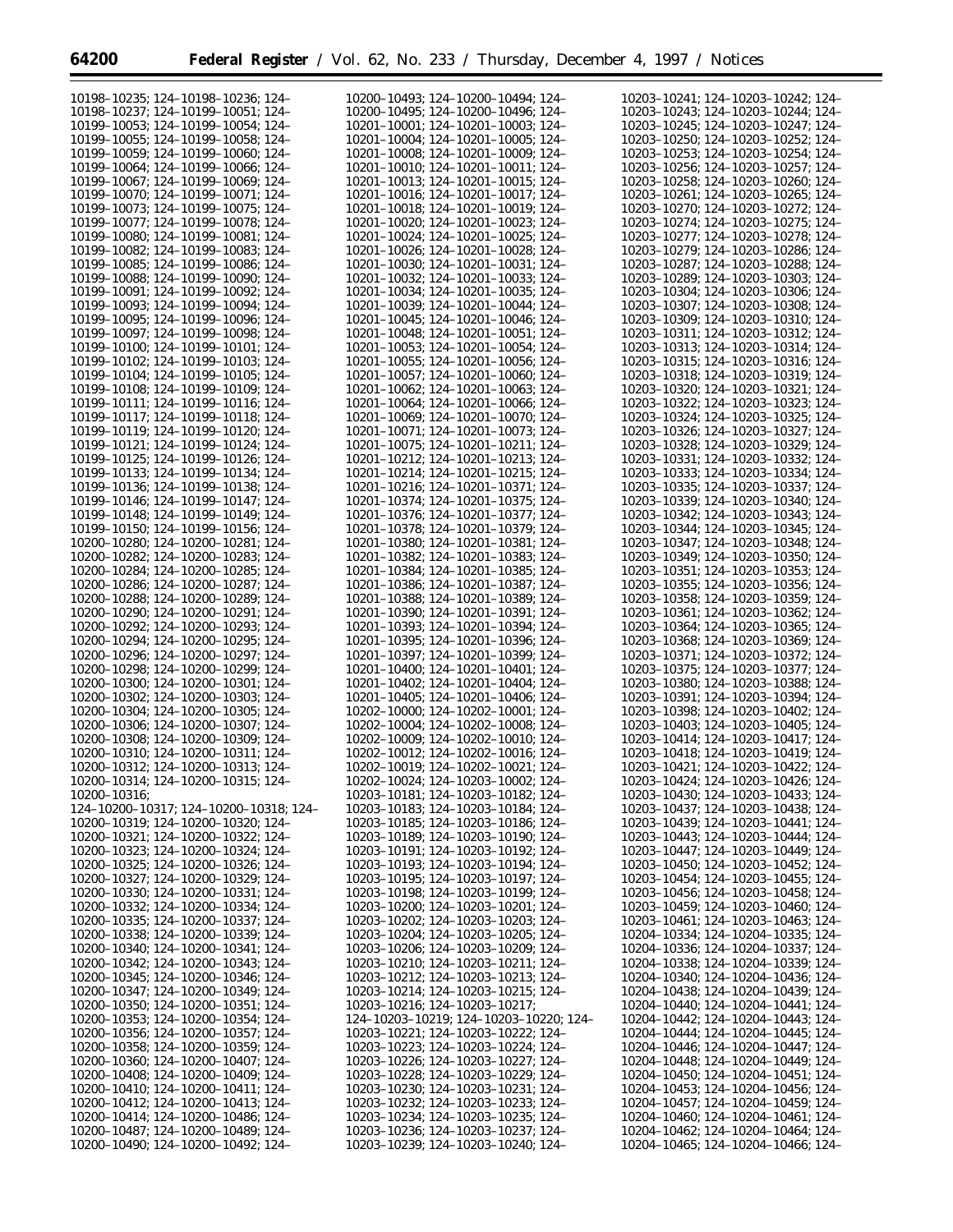10198–10235; 124–10198–10236; 124–
10198–10237; 124–10199–10051; 124–
10199–10053; 124–10199–10054; 124–
10199–10055; 124–10199–10058; 124–
10199–10059; 124–10199–10060; 124–
10199–10064; 124–10199–10066; 124–
10199–10067; 124–10199–10069; 124–
10199–10070; 124–10199–10071; 124–
10199–10073; 124–10199–10075; 124–
10199–10077; 124–10199–10078; 124–
10199–10080; 124–10199–10081; 124–
10199–10082; 124–10199–10083; 124–
10199–10085; 124–10199–10086; 124–
10199–10088; 124–10199–10090; 124–
10199–10091; 124–10199–10092; 124–
10199–10093; 124–10199–10094; 124–
10199–10095; 124–10199–10096; 124–
10199–10097; 124–10199–10098; 124–
10199–10100; 124–10199–10101; 124–
10199–10102; 124–10199–10103; 124–
10199–10104; 124–10199–10105; 124–
10199–10108; 124–10199–10109; 124–
10199–10111; 124–10199–10116; 124–
10199–10117; 124–10199–10118; 124–
10199–10119; 124–10199–10120; 124–
10199–10121; 124–10199–10124; 124–
10199–10125; 124–10199–10126; 124–
10199–10133; 124–10199–10134; 124–
10199–10136; 124–10199–10138; 124–
10199–10146; 124–10199–10147; 124–
10199–10148; 124–10199–10149; 124–
10199–10150; 124–10199–10156; 124–
10200–10280; 124–10200–10281; 124–
10200–10282; 124–10200–10283; 124–
10200–10284; 124–10200–10285; 124–
10200–10286; 124–10200–10287; 124–
10200–10288; 124–10200–10289; 124–
10200–10290; 124–10200–10291; 124–
10200–10292; 124–10200–10293; 124–
10200–10294; 124–10200–10295; 124–
10200–10296; 124–10200–10297; 124–
10200–10298; 124–10200–10299; 124–
10200–10300; 124–10200–10301; 124–
10200–10302; 124–10200–10303; 124–
10200–10304; 124–10200–10305; 124–
10200–10306; 124–10200–10307; 124–
10200–10308; 124–10200–10309; 124–
10200–10310; 124–10200–10311; 124–
10200–10312; 124–10200–10313; 124–
10200–10314; 124–10200–10315; 124–
10200–10316;
124–10200–10317; 124–10200–10318; 124–
10200–10319; 124–10200–10320; 124–
10200–10321; 124–10200–10322; 124–
10200–10323; 124–10200–10324; 124–
10200–10325; 124–10200–10326; 124–
10200–10327; 124–10200–10329; 124–
10200–10330; 124–10200–10331; 124–
10200–10332; 124–10200–10334; 124–
10200–10335; 124–10200–10337; 124–
10200–10338; 124–10200–10339; 124–
10200–10340; 124–10200–10341; 124–
10200–10342; 124–10200–10343; 124–
10200–10345; 124–10200–10346; 124–
10200–10347; 124–10200–10349; 124–
10200–10350; 124–10200–10351; 124–
10200–10353; 124–10200–10354; 124–
10200–10356; 124–10200–10357; 124–
10200–10358; 124–10200–10359; 124–
10200–10360; 124–10200–10407; 124–
10200–10408; 124–10200–10409; 124–
10200–10410; 124–10200–10411; 124–
10200–10412; 124–10200–10413; 124–
10200–10414; 124–10200–10486; 124–
10200–10487; 124–10200–10489; 124–
10200–10490; 124–10200–10492; 124–
10200–10493; 124–10200–10494; 124–
10200–10495; 124–10200–10496; 124–
10201–10001; 124–10201–10003; 124–
10201–10004; 124–10201–10005; 124–
10201–10008; 124–10201–10009; 124–
10201–10010; 124–10201–10011; 124–
10201–10013; 124–10201–10015; 124–
10201–10016; 124–10201–10017; 124–
10201–10018; 124–10201–10019; 124–
10201–10020; 124–10201–10023; 124–
10201–10024; 124–10201–10025; 124–
10201–10026; 124–10201–10028; 124–
10201–10030; 124–10201–10031; 124–
10201–10032; 124–10201–10033; 124–
10201–10034; 124–10201–10035; 124–
10201–10039; 124–10201–10044; 124–
10201–10045; 124–10201–10046; 124–
10201–10048; 124–10201–10051; 124–
10201–10053; 124–10201–10054; 124–
10201–10055; 124–10201–10056; 124–
10201–10057; 124–10201–10060; 124–
10201–10062; 124–10201–10063; 124–
10201–10064; 124–10201–10066; 124–
10201–10069; 124–10201–10070; 124–
10201–10071; 124–10201–10073; 124–
10201–10075; 124–10201–10211; 124–
10201–10212; 124–10201–10213; 124–
10201–10214; 124–10201–10215; 124–
10201–10216; 124–10201–10371; 124–
10201–10374; 124–10201–10375; 124–
10201–10376; 124–10201–10377; 124–
10201–10378; 124–10201–10379; 124–
10201–10380; 124–10201–10381; 124–
10201–10382; 124–10201–10383; 124–
10201–10384; 124–10201–10385; 124–
10201–10386; 124–10201–10387; 124–
10201–10388; 124–10201–10389; 124–
10201–10390; 124–10201–10391; 124–
10201–10393; 124–10201–10394; 124–
10201–10395; 124–10201–10396; 124–
10201–10397; 124–10201–10399; 124–
10201–10400; 124–10201–10401; 124–
10201–10402; 124–10201–10404; 124–
10201–10405; 124–10201–10406; 124–
10202–10000; 124–10202–10001; 124–
10202–10004; 124–10202–10008; 124–
10202–10009; 124–10202–10010; 124–
10202–10012; 124–10202–10016; 124–
10202–10019; 124–10202–10021; 124–
10202–10024; 124–10203–10002; 124–
10203–10181; 124–10203–10182; 124–
10203–10183; 124–10203–10184; 124–
10203–10185; 124–10203–10186; 124–
10203–10189; 124–10203–10190; 124–
10203–10191; 124–10203–10192; 124–
10203–10193; 124–10203–10194; 124–
10203–10195; 124–10203–10197; 124–
10203–10198; 124–10203–10199; 124–
10203–10200; 124–10203–10201; 124–
10203–10202; 124–10203–10203; 124–
10203–10204; 124–10203–10205; 124–
10203–10206; 124–10203–10209; 124–
10203–10210; 124–10203–10211; 124–
10203–10212; 124–10203–10213; 124–
10203–10214; 124–10203–10215; 124–
10203–10216; 124–10203–10217;
124–10203–10219; 124–10203–10220; 124–
10203–10221; 124–10203–10222; 124–
10203–10223; 124–10203–10224; 124–
10203–10226; 124–10203–10227; 124–
10203–10228; 124–10203–10229; 124–
10203–10230; 124–10203–10231; 124–
10203–10232; 124–10203–10233; 124–
10203–10234; 124–10203–10235; 124–
10203–10236; 124–10203–10237; 124–
10203–10239; 124–10203–10240; 124–
10203–10241; 124–10203–10242; 124–
10203–10243; 124–10203–10244; 124–
10203–10245; 124–10203–10247; 124–
10203–10250; 124–10203–10252; 124–
10203–10253; 124–10203–10254; 124–
10203–10256; 124–10203–10257; 124–
10203–10258; 124–10203–10260; 124–
10203–10261; 124–10203–10265; 124–
10203–10270; 124–10203–10272; 124–
10203–10274; 124–10203–10275; 124–
10203–10277; 124–10203–10278; 124–
10203–10279; 124–10203–10286; 124–
10203–10287; 124–10203–10288; 124–
10203–10289; 124–10203–10303; 124–
10203–10304; 124–10203–10306; 124–
10203–10307; 124–10203–10308; 124–
10203–10309; 124–10203–10310; 124–
10203–10311; 124–10203–10312; 124–
10203–10313; 124–10203–10314; 124–
10203–10315; 124–10203–10316; 124–
10203–10318; 124–10203–10319; 124–
10203–10320; 124–10203–10321; 124–
10203–10322; 124–10203–10323; 124–
10203–10324; 124–10203–10325; 124–
10203–10326; 124–10203–10327; 124–
10203–10328; 124–10203–10329; 124–
10203–10331; 124–10203–10332; 124–
10203–10333; 124–10203–10334; 124–
10203–10335; 124–10203–10337; 124–
10203–10339; 124–10203–10340; 124–
10203–10342; 124–10203–10343; 124–
10203–10344; 124–10203–10345; 124–
10203–10347; 124–10203–10348; 124–
10203–10349; 124–10203–10350; 124–
10203–10351; 124–10203–10353; 124–
10203–10355; 124–10203–10356; 124–
10203–10358; 124–10203–10359; 124–
10203–10361; 124–10203–10362; 124–
10203–10364; 124–10203–10365; 124–
10203–10368; 124–10203–10369; 124–
10203–10371; 124–10203–10372; 124–
10203–10375; 124–10203–10377; 124–
10203–10380; 124–10203–10388; 124–
10203–10391; 124–10203–10394; 124–
10203–10398; 124–10203–10402; 124–
10203–10403; 124–10203–10405; 124–
10203–10414; 124–10203–10417; 124–
10203–10418; 124–10203–10419; 124–
10203–10421; 124–10203–10422; 124–
10203–10424; 124–10203–10426; 124–
10203–10430; 124–10203–10433; 124–
10203–10437; 124–10203–10438; 124–
10203–10439; 124–10203–10441; 124–
10203–10443; 124–10203–10444; 124–
10203–10447; 124–10203–10449; 124–
10203–10450; 124–10203–10452; 124–
10203–10454; 124–10203–10455; 124–
10203–10456; 124–10203–10458; 124–
10203–10459; 124–10203–10460; 124–
10203–10461; 124–10203–10463; 124–
10204–10334; 124–10204–10335; 124–
10204–10336; 124–10204–10337; 124–
10204–10338; 124–10204–10339; 124–
10204–10340; 124–10204–10436; 124–
10204–10438; 124–10204–10439; 124–
10204–10440; 124–10204–10441; 124–
10204–10442; 124–10204–10443; 124–
10204–10444; 124–10204–10445; 124–
10204–10446; 124–10204–10447; 124–
10204–10448; 124–10204–10449; 124–
10204–10450; 124–10204–10451; 124–
10204–10453; 124–10204–10456; 124–
10204–10457; 124–10204–10459; 124–
10204–10460; 124–10204–10461; 124–
10204–10462; 124–10204–10464; 124–
10204–10465; 124–10204–10466; 124–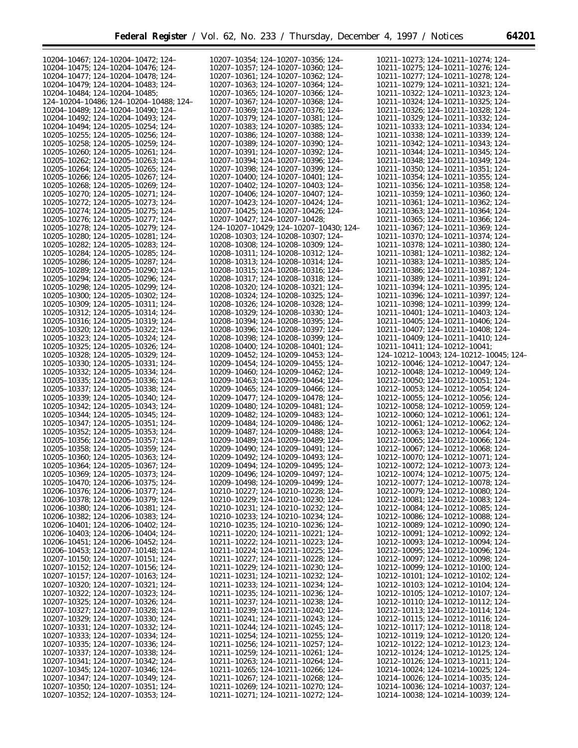10204–10467; 124–10204–10472; 124–
10204–10475; 124–10204–10476; 124–
10204–10477; 124–10204–10478; 124–
10204–10479; 124–10204–10483; 124–
10204–10484; 124–10204–10485;
124–10204–10486; 124–10204–10488; 124–
10204–10489; 124–10204–10490; 124–
10204–10492; 124–10204–10493; 124–
10204–10494; 124–10205–10254; 124–
10205–10255; 124–10205–10256; 124–
10205–10258; 124–10205–10259; 124–
10205–10260; 124–10205–10261; 124–
10205–10262; 124–10205–10263; 124–
10205–10264; 124–10205–10265; 124–
10205–10266; 124–10205–10267; 124–
10205–10268; 124–10205–10269; 124–
10205–10270; 124–10205–10271; 124–
10205–10272; 124–10205–10273; 124–
10205–10274; 124–10205–10275; 124–
10205–10276; 124–10205–10277; 124–
10205–10278; 124–10205–10279; 124–
10205–10280; 124–10205–10281; 124–
10205–10282; 124–10205–10283; 124–
10205–10284; 124–10205–10285; 124–
10205–10286; 124–10205–10287; 124–
10205–10289; 124–10205–10290; 124–
10205–10294; 124–10205–10296; 124–
10205–10298; 124–10205–10299; 124–
10205–10300; 124–10205–10302; 124–
10205–10309; 124–10205–10311; 124–
10205–10312; 124–10205–10314; 124–
10205–10316; 124–10205–10319; 124–
10205–10320; 124–10205–10322; 124–
10205–10323; 124–10205–10324; 124–
10205–10325; 124–10205–10326; 124–
10205–10328; 124–10205–10329; 124–
10205–10330; 124–10205–10331; 124–
10205–10332; 124–10205–10334; 124–
10205–10335; 124–10205–10336; 124–
10205–10337; 124–10205–10338; 124–
10205–10339; 124–10205–10340; 124–
10205–10342; 124–10205–10343; 124–
10205–10344; 124–10205–10345; 124–
10205–10347; 124–10205–10351; 124–
10205–10352; 124–10205–10353; 124–
10205–10356; 124–10205–10357; 124–
10205–10358; 124–10205–10359; 124–
10205–10360; 124–10205–10363; 124–
10205–10364; 124–10205–10367; 124–
10205–10369; 124–10205–10373; 124–
10205–10470; 124–10206–10375; 124–
10206–10376; 124–10206–10377; 124–
10206–10378; 124–10206–10379; 124–
10206–10380; 124–10206–10381; 124–
10206–10382; 124–10206–10383; 124–
10206–10401; 124–10206–10402; 124–
10206–10403; 124–10206–10404; 124–
10206–10451; 124–10206–10452; 124–
10206–10453; 124–10207–10148; 124–
10207–10150; 124–10207–10151; 124–
10207–10152; 124–10207–10156; 124–
10207–10157; 124–10207–10163; 124–
10207–10320; 124–10207–10321; 124–
10207–10322; 124–10207–10323; 124–
10207–10325; 124–10207–10326; 124–
10207–10327; 124–10207–10328; 124–
10207–10329; 124–10207–10330; 124–
10207–10331; 124–10207–10332; 124–
10207–10333; 124–10207–10334; 124–
10207–10335; 124–10207–10336; 124–
10207–10337; 124–10207–10338; 124–
10207–10341; 124–10207–10342; 124–
10207–10345; 124–10207–10346; 124–
10207–10347; 124–10207–10349; 124–
10207–10350; 124–10207–10351; 124–
10207–10352; 124–10207–10353; 124–
10207–10354; 124–10207–10356; 124–
10207–10357; 124–10207–10360; 124–
10207–10361; 124–10207–10362; 124–
10207–10363; 124–10207–10364; 124–
10207–10365; 124–10207–10366; 124–
10207–10367; 124–10207–10368; 124–
10207–10369; 124–10207–10376; 124–
10207–10379; 124–10207–10381; 124–
10207–10383; 124–10207–10385; 124–
10207–10386; 124–10207–10388; 124–
10207–10389; 124–10207–10390; 124–
10207–10391; 124–10207–10392; 124–
10207–10394; 124–10207–10396; 124–
10207–10398; 124–10207–10399; 124–
10207–10400; 124–10207–10401; 124–
10207–10402; 124–10207–10403; 124–
10207–10406; 124–10207–10407; 124–
10207–10423; 124–10207–10424; 124–
10207–10425; 124–10207–10426; 124–
10207–10427; 124–10207–10428;
124–10207–10429; 124–10207–10430; 124–
10208–10303; 124–10208–10307; 124–
10208–10308; 124–10208–10309; 124–
10208–10311; 124–10208–10312; 124–
10208–10313; 124–10208–10314; 124–
10208–10315; 124–10208–10316; 124–
10208–10317; 124–10208–10318; 124–
10208–10320; 124–10208–10321; 124–
10208–10324; 124–10208–10325; 124–
10208–10326; 124–10208–10328; 124–
10208–10329; 124–10208–10330; 124–
10208–10394; 124–10208–10395; 124–
10208–10396; 124–10208–10397; 124–
10208–10398; 124–10208–10399; 124–
10208–10400; 124–10208–10401; 124–
10209–10452; 124–10209–10453; 124–
10209–10454; 124–10209–10455; 124–
10209–10460; 124–10209–10462; 124–
10209–10463; 124–10209–10464; 124–
10209–10465; 124–10209–10466; 124–
10209–10477; 124–10209–10478; 124–
10209–10480; 124–10209–10481; 124–
10209–10482; 124–10209–10483; 124–
10209–10484; 124–10209–10486; 124–
10209–10487; 124–10209–10488; 124–
10209–10489; 124–10209–10489; 124–
10209–10490; 124–10209–10491; 124–
10209–10492; 124–10209–10493; 124–
10209–10494; 124–10209–10495; 124–
10209–10496; 124–10209–10497; 124–
10209–10498; 124–10209–10499; 124–
10210–10227; 124–10210–10228; 124–
10210–10229; 124–10210–10230; 124–
10210–10231; 124–10210–10232; 124–
10210–10233; 124–10210–10234; 124–
10210–10235; 124–10210–10236; 124–
10211–10220; 124–10211–10221; 124–
10211–10222; 124–10211–10223; 124–
10211–10224; 124–10211–10225; 124–
10211–10227; 124–10211–10228; 124–
10211–10229; 124–10211–10230; 124–
10211–10231; 124–10211–10232; 124–
10211–10233; 124–10211–10234; 124–
10211–10235; 124–10211–10236; 124–
10211–10237; 124–10211–10238; 124–
10211–10239; 124–10211–10240; 124–
10211–10241; 124–10211–10243; 124–
10211–10244; 124–10211–10245; 124–
10211–10254; 124–10211–10255; 124–
10211–10256; 124–10211–10257; 124–
10211–10259; 124–10211–10261; 124–
10211–10263; 124–10211–10264; 124–
10211–10265; 124–10211–10266; 124–
10211–10267; 124–10211–10268; 124–
10211–10269; 124–10211–10270; 124–
10211–10271; 124–10211–10272; 124–
10211–10273; 124–10211–10274; 124–
10211–10275; 124–10211–10276; 124–
10211–10277; 124–10211–10278; 124–
10211–10279; 124–10211–10321; 124–
10211–10322; 124–10211–10323; 124–
10211–10324; 124–10211–10325; 124–
10211–10326; 124–10211–10328; 124–
10211–10329; 124–10211–10332; 124–
10211–10333; 124–10211–10334; 124–
10211–10338; 124–10211–10339; 124–
10211–10342; 124–10211–10343; 124–
10211–10344; 124–10211–10345; 124–
10211–10348; 124–10211–10349; 124–
10211–10350; 124–10211–10351; 124–
10211–10354; 124–10211–10355; 124–
10211–10356; 124–10211–10358; 124–
10211–10359; 124–10211–10360; 124–
10211–10361; 124–10211–10362; 124–
10211–10363; 124–10211–10364; 124–
10211–10365; 124–10211–10366; 124–
10211–10367; 124–10211–10369; 124–
10211–10370; 124–10211–10374; 124–
10211–10378; 124–10211–10380; 124–
10211–10381; 124–10211–10382; 124–
10211–10383; 124–10211–10385; 124–
10211–10386; 124–10211–10387; 124–
10211–10389; 124–10211–10391; 124–
10211–10394; 124–10211–10395; 124–
10211–10396; 124–10211–10397; 124–
10211–10398; 124–10211–10399; 124–
10211–10401; 124–10211–10403; 124–
10211–10405; 124–10211–10406; 124–
10211–10407; 124–10211–10408; 124–
10211–10409; 124–10211–10410; 124–
10211–10411; 124–10212–10041;
124–10212–10043; 124–10212–10045; 124–
10212–10046; 124–10212–10047; 124–
10212–10048; 124–10212–10049; 124–
10212–10050; 124–10212–10051; 124–
10212–10053; 124–10212–10054; 124–
10212–10055; 124–10212–10056; 124–
10212–10058; 124–10212–10059; 124–
10212–10060; 124–10212–10061; 124–
10212–10061; 124–10212–10062; 124–
10212–10063; 124–10212–10064; 124–
10212–10065; 124–10212–10066; 124–
10212–10067; 124–10212–10068; 124–
10212–10070; 124–10212–10071; 124–
10212–10072; 124–10212–10073; 124–
10212–10074; 124–10212–10075; 124–
10212–10077; 124–10212–10078; 124–
10212–10079; 124–10212–10080; 124–
10212–10081; 124–10212–10083; 124–
10212–10084; 124–10212–10085; 124–
10212–10086; 124–10212–10088; 124–
10212–10089; 124–10212–10090; 124–
10212–10091; 124–10212–10092; 124–
10212–10093; 124–10212–10094; 124–
10212–10095; 124–10212–10096; 124–
10212–10097; 124–10212–10098; 124–
10212–10099; 124–10212–10100; 124–
10212–10101; 124–10212–10102; 124–
10212–10103; 124–10212–10104; 124–
10212–10105; 124–10212–10107; 124–
10212–10110; 124–10212–10112; 124–
10212–10113; 124–10212–10114; 124–
10212–10115; 124–10212–10116; 124–
10212–10117; 124–10212–10118; 124–
10212–10119; 124–10212–10120; 124–
10212–10122; 124–10212–10123; 124–
10212–10124; 124–10212–10125; 124–
10212–10126; 124–10213–10211; 124–
10214–10024; 124–10214–10025; 124–
10214–10026; 124–10214–10035; 124–
10214–10036; 124–10214–10037; 124–
10214–10038; 124–10214–10039; 124–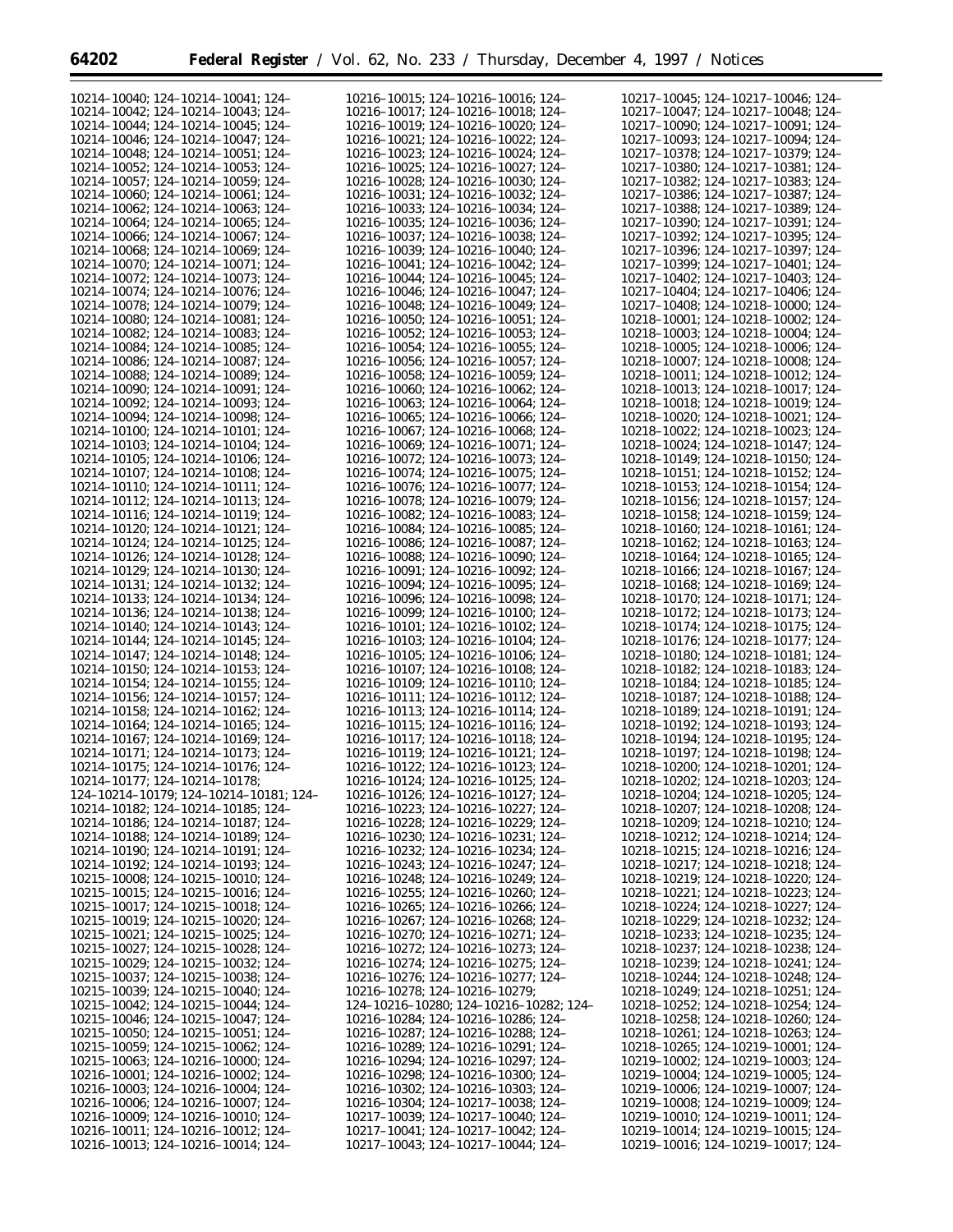10214–10040; 124–10214–10041; 124–10214–10042; 124–10214–10043; 124–10214–10044; 124–10214–10045; 124–10214–10046; 124–10214–10047; 124–10214–10048; 124–10214–10051; 124–10214–10052; 124–10214–10053; 124–10214–10057; 124–10214–10059; 124–10214–10060; 124–10214–10061; 124–10214–10062; 124–10214–10063; 124–10214–10064; 124–10214–10065; 124–10214–10066; 124–10214–10067; 124–10214–10068; 124–10214–10069; 124–10214–10070; 124–10214–10071; 124–10214–10072; 124–10214–10073; 124–10214–10074; 124–10214–10076; 124–10214–10078; 124–10214–10079; 124–10214–10080; 124–10214–10081; 124–10214–10082; 124–10214–10083; 124–10214–10084; 124–10214–10085; 124–10214–10086; 124–10214–10087; 124–10214–10088; 124–10214–10089; 124–10214–10090; 124–10214–10091; 124–10214–10092; 124–10214–10093; 124–10214–10094; 124–10214–10098; 124–10214–10100; 124–10214–10101; 124–10214–10103; 124–10214–10104; 124–10214–10105; 124–10214–10106; 124–10214–10107; 124–10214–10108; 124–10214–10110; 124–10214–10111; 124–10214–10112; 124–10214–10113; 124–10214–10116; 124–10214–10119; 124–10214–10120; 124–10214–10121; 124–10214–10124; 124–10214–10125; 124–10214–10126; 124–10214–10128; 124–10214–10129; 124–10214–10130; 124–10214–10131; 124–10214–10132; 124–10214–10133; 124–10214–10134; 124–10214–10136; 124–10214–10138; 124–10214–10140; 124–10214–10143; 124–10214–10144; 124–10214–10145; 124–10214–10147; 124–10214–10148; 124–10214–10150; 124–10214–10153; 124–10214–10154; 124–10214–10155; 124–10214–10156; 124–10214–10157; 124–10214–10158; 124–10214–10162; 124–10214–10164; 124–10214–10165; 124–10214–10167; 124–10214–10169; 124–10214–10171; 124–10214–10173; 124–10214–10175; 124–10214–10176; 124–10214–10177; 124–10214–10178; 124–10214–10179; 124–10214–10181; 124–10214–10182; 124–10214–10185; 124–10214–10186; 124–10214–10187; 124–10214–10188; 124–10214–10189; 124–10214–10190; 124–10214–10191; 124–10214–10192; 124–10214–10193; 124–10215–10008; 124–10215–10010; 124–10215–10015; 124–10215–10016; 124–10215–10017; 124–10215–10018; 124–10215–10019; 124–10215–10020; 124–10215–10021; 124–10215–10025; 124–10215–10027; 124–10215–10028; 124–10215–10029; 124–10215–10032; 124–10215–10037; 124–10215–10038; 124–10215–10039; 124–10215–10040; 124–10215–10042; 124–10215–10044; 124–10215–10046; 124–10215–10047; 124–10215–10050; 124–10215–10051; 124–10215–10059; 124–10215–10062; 124–10215–10063; 124–10216–10000; 124–10216–10001; 124–10216–10002; 124–10216–10003; 124–10216–10004; 124–10216–10006; 124–10216–10007; 124–10216–10009; 124–10216–10010; 124–10216–10011; 124–10216–10012; 124–10216–10013; 124–10216–10014; 124–10216–10015; 124–10216–10016; 124–10216–10017; 124–10216–10018; 124–10216–10019; 124–10216–10020; 124–10216–10021; 124–10216–10022; 124–10216–10023; 124–10216–10024; 124–10216–10025; 124–10216–10027; 124–10216–10028; 124–10216–10030; 124–10216–10031; 124–10216–10032; 124–10216–10033; 124–10216–10034; 124–10216–10035; 124–10216–10036; 124–10216–10037; 124–10216–10038; 124–10216–10039; 124–10216–10040; 124–10216–10041; 124–10216–10042; 124–10216–10044; 124–10216–10045; 124–10216–10046; 124–10216–10047; 124–10216–10048; 124–10216–10049; 124–10216–10050; 124–10216–10051; 124–10216–10052; 124–10216–10053; 124–10216–10054; 124–10216–10055; 124–10216–10056; 124–10216–10057; 124–10216–10058; 124–10216–10059; 124–10216–10060; 124–10216–10062; 124–10216–10063; 124–10216–10064; 124–10216–10065; 124–10216–10066; 124–10216–10067; 124–10216–10068; 124–10216–10069; 124–10216–10071; 124–10216–10072; 124–10216–10073; 124–10216–10074; 124–10216–10075; 124–10216–10076; 124–10216–10077; 124–10216–10078; 124–10216–10079; 124–10216–10082; 124–10216–10083; 124–10216–10084; 124–10216–10085; 124–10216–10086; 124–10216–10087; 124–10216–10088; 124–10216–10090; 124–10216–10091; 124–10216–10092; 124–10216–10094; 124–10216–10095; 124–10216–10096; 124–10216–10098; 124–10216–10099; 124–10216–10100; 124–10216–10101; 124–10216–10102; 124–10216–10103; 124–10216–10104; 124–10216–10105; 124–10216–10106; 124–10216–10107; 124–10216–10108; 124–10216–10109; 124–10216–10110; 124–10216–10111; 124–10216–10112; 124–10216–10113; 124–10216–10114; 124–10216–10115; 124–10216–10116; 124–10216–10117; 124–10216–10118; 124–10216–10119; 124–10216–10121; 124–10216–10122; 124–10216–10123; 124–10216–10124; 124–10216–10125; 124–10216–10126; 124–10216–10127; 124–10216–10223; 124–10216–10227; 124–10216–10228; 124–10216–10229; 124–10216–10230; 124–10216–10231; 124–10216–10232; 124–10216–10234; 124–10216–10243; 124–10216–10247; 124–10216–10248; 124–10216–10249; 124–10216–10255; 124–10216–10260; 124–10216–10265; 124–10216–10266; 124–10216–10267; 124–10216–10268; 124–10216–10270; 124–10216–10271; 124–10216–10272; 124–10216–10273; 124–10216–10274; 124–10216–10275; 124–10216–10276; 124–10216–10277; 124–10216–10278; 124–10216–10279; 124–10216–10280; 124–10216–10282; 124–10216–10284; 124–10216–10286; 124–10216–10287; 124–10216–10288; 124–10216–10289; 124–10216–10291; 124–10216–10294; 124–10216–10297; 124–10216–10298; 124–10216–10300; 124–10216–10302; 124–10216–10303; 124–10216–10304; 124–10217–10038; 124–10217–10039; 124–10217–10040; 124–10217–10041; 124–10217–10042; 124–10217–10043; 124–10217–10044; 124–10217–10045; 124–10217–10046; 124–10217–10047; 124–10217–10048; 124–10217–10090; 124–10217–10091; 124–10217–10093; 124–10217–10094; 124–10217–10378; 124–10217–10379; 124–10217–10380; 124–10217–10381; 124–10217–10382; 124–10217–10383; 124–10217–10386; 124–10217–10387; 124–10217–10388; 124–10217–10389; 124–10217–10390; 124–10217–10391; 124–10217–10392; 124–10217–10395; 124–10217–10396; 124–10217–10397; 124–10217–10399; 124–10217–10401; 124–10217–10402; 124–10217–10403; 124–10217–10404; 124–10217–10406; 124–10217–10408; 124–10218–10000; 124–10218–10001; 124–10218–10002; 124–10218–10003; 124–10218–10004; 124–10218–10005; 124–10218–10006; 124–10218–10007; 124–10218–10008; 124–10218–10011; 124–10218–10012; 124–10218–10013; 124–10218–10017; 124–10218–10018; 124–10218–10019; 124–10218–10020; 124–10218–10021; 124–10218–10022; 124–10218–10023; 124–10218–10024; 124–10218–10147; 124–10218–10149; 124–10218–10150; 124–10218–10151; 124–10218–10152; 124–10218–10153; 124–10218–10154; 124–10218–10156; 124–10218–10157; 124–10218–10158; 124–10218–10159; 124–10218–10160; 124–10218–10161; 124–10218–10162; 124–10218–10163; 124–10218–10164; 124–10218–10165; 124–10218–10166; 124–10218–10167; 124–10218–10168; 124–10218–10169; 124–10218–10170; 124–10218–10171; 124–10218–10172; 124–10218–10173; 124–10218–10174; 124–10218–10175; 124–10218–10176; 124–10218–10177; 124–10218–10180; 124–10218–10181; 124–10218–10182; 124–10218–10183; 124–10218–10184; 124–10218–10185; 124–10218–10187; 124–10218–10188; 124–10218–10189; 124–10218–10191; 124–10218–10192; 124–10218–10193; 124–10218–10194; 124–10218–10195; 124–10218–10197; 124–10218–10198; 124–10218–10200; 124–10218–10201; 124–10218–10202; 124–10218–10203; 124–10218–10204; 124–10218–10205; 124–10218–10207; 124–10218–10208; 124–10218–10209; 124–10218–10210; 124–10218–10212; 124–10218–10214; 124–10218–10215; 124–10218–10216; 124–10218–10217; 124–10218–10218; 124–10218–10219; 124–10218–10220; 124–10218–10221; 124–10218–10223; 124–10218–10224; 124–10218–10227; 124–10218–10229; 124–10218–10232; 124–10218–10233; 124–10218–10235; 124–10218–10237; 124–10218–10238; 124–10218–10239; 124–10218–10241; 124–10218–10244; 124–10218–10248; 124–10218–10249; 124–10218–10251; 124–10218–10252; 124–10218–10254; 124–10218–10258; 124–10218–10260; 124–10218–10261; 124–10218–10263; 124–10218–10265; 124–10219–10001; 124–10219–10002; 124–10219–10003; 124–10219–10004; 124–10219–10005; 124–10219–10006; 124–10219–10007; 124–10219–10008; 124–10219–10009; 124–10219–10010; 124–10219–10011; 124–10219–10014; 124–10219–10015; 124–10219–10016; 124–10219–10017; 124–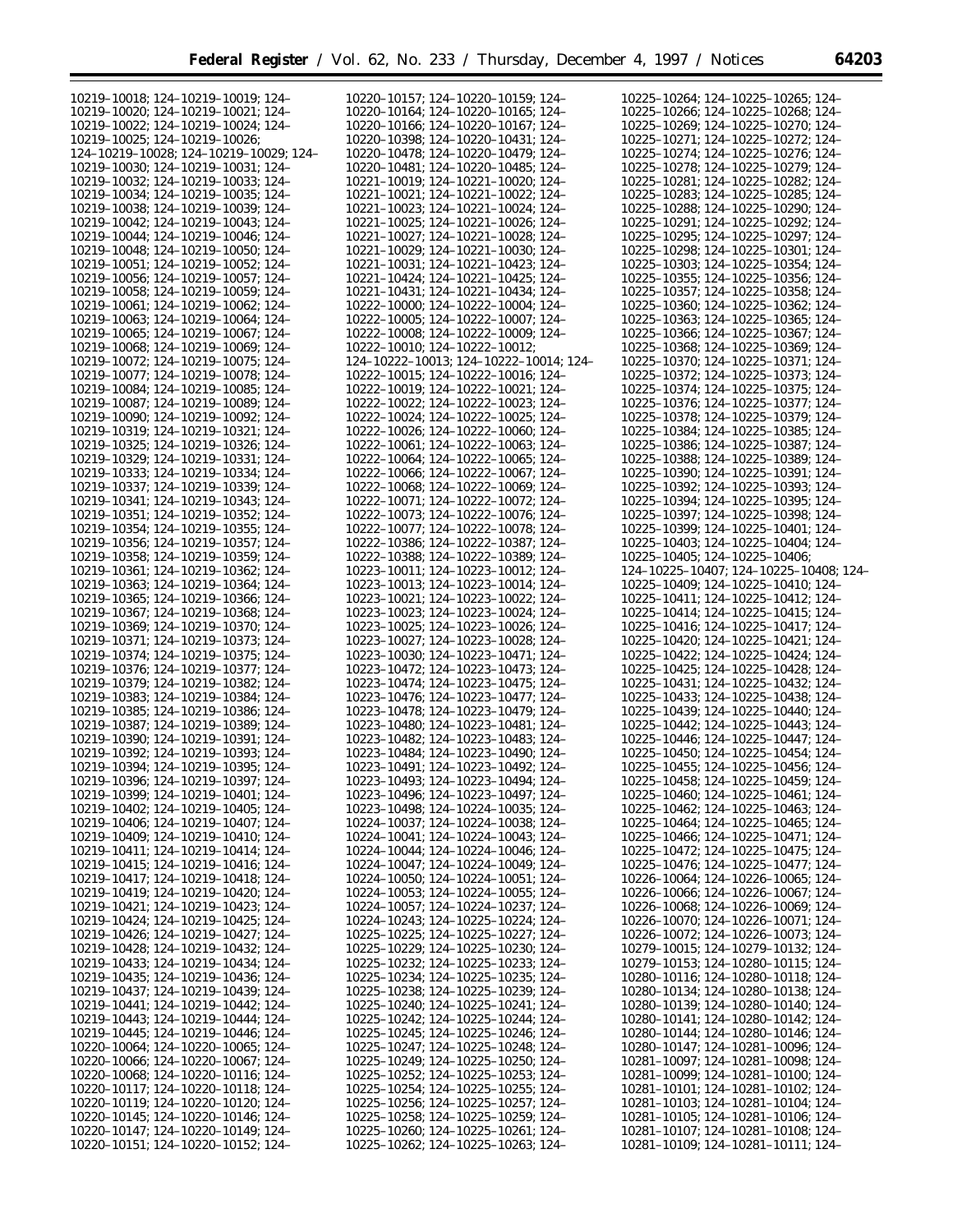10219–10018; 124–10219–10019; 124–10219–10020; 124–10219–10021; 124–10219–10022; 124–10219–10024; 124–10219–10025; 124–10219–10026; 124–10219–10028; 124–10219–10029; 124–10219–10030; 124–10219–10031; 124–10219–10032; 124–10219–10033; 124–10219–10034; 124–10219–10035; 124–10219–10038; 124–10219–10039; 124–10219–10042; 124–10219–10043; 124–10219–10044; 124–10219–10046; 124–10219–10048; 124–10219–10050; 124–10219–10051; 124–10219–10052; 124–10219–10056; 124–10219–10057; 124–10219–10058; 124–10219–10059; 124–10219–10061; 124–10219–10062; 124–10219–10063; 124–10219–10064; 124–10219–10065; 124–10219–10067; 124–10219–10068; 124–10219–10069; 124–10219–10072; 124–10219–10075; 124–10219–10077; 124–10219–10078; 124–10219–10084; 124–10219–10085; 124–10219–10087; 124–10219–10089; 124–10219–10090; 124–10219–10092; 124–10219–10319; 124–10219–10321; 124–10219–10325; 124–10219–10326; 124–10219–10329; 124–10219–10331; 124–10219–10333; 124–10219–10334; 124–10219–10337; 124–10219–10339; 124–10219–10341; 124–10219–10343; 124–10219–10351; 124–10219–10352; 124–10219–10354; 124–10219–10355; 124–10219–10356; 124–10219–10357; 124–10219–10358; 124–10219–10359; 124–10219–10361; 124–10219–10362; 124–10219–10363; 124–10219–10364; 124–10219–10365; 124–10219–10366; 124–10219–10367; 124–10219–10368; 124–10219–10369; 124–10219–10370; 124–10219–10371; 124–10219–10373; 124–10219–10374; 124–10219–10375; 124–10219–10376; 124–10219–10377; 124–10219–10379; 124–10219–10382; 124–10219–10383; 124–10219–10384; 124–10219–10385; 124–10219–10386; 124–10219–10387; 124–10219–10389; 124–10219–10390; 124–10219–10391; 124–10219–10392; 124–10219–10393; 124–10219–10394; 124–10219–10395; 124–10219–10396; 124–10219–10397; 124–10219–10399; 124–10219–10401; 124–10219–10402; 124–10219–10405; 124–10219–10406; 124–10219–10407; 124–10219–10409; 124–10219–10410; 124–10219–10411; 124–10219–10414; 124–10219–10415; 124–10219–10416; 124–10219–10417; 124–10219–10418; 124–10219–10419; 124–10219–10420; 124–10219–10421; 124–10219–10423; 124–10219–10424; 124–10219–10425; 124–10219–10426; 124–10219–10427; 124–10219–10428; 124–10219–10432; 124–10219–10433; 124–10219–10434; 124–10219–10435; 124–10219–10436; 124–10219–10437; 124–10219–10439; 124–10219–10441; 124–10219–10442; 124–10219–10443; 124–10219–10444; 124–10219–10445; 124–10219–10446; 124–10220–10064; 124–10220–10065; 124–10220–10066; 124–10220–10067; 124–10220–10068; 124–10220–10116; 124–10220–10117; 124–10220–10118; 124–10220–10119; 124–10220–10120; 124–10220–10145; 124–10220–10146; 124–10220–10147; 124–10220–10149; 124–10220–10151; 124–10220–10152; 124–10220–10157; 124–10220–10159; 124–10220–10164; 124–10220–10165; 124–10220–10166; 124–10220–10167; 124–10220–10398; 124–10220–10431; 124–10220–10478; 124–10220–10479; 124–10220–10481; 124–10220–10485; 124–10221–10019; 124–10221–10020; 124–10221–10021; 124–10221–10022; 124–10221–10023; 124–10221–10024; 124–10221–10025; 124–10221–10026; 124–10221–10027; 124–10221–10028; 124–10221–10029; 124–10221–10030; 124–10221–10031; 124–10221–10423; 124–10221–10424; 124–10221–10425; 124–10221–10431; 124–10221–10434; 124–10222–10000; 124–10222–10004; 124–10222–10005; 124–10222–10007; 124–10222–10008; 124–10222–10009; 124–10222–10010; 124–10222–10012; 124–10222–10013; 124–10222–10014; 124–10222–10015; 124–10222–10016; 124–10222–10019; 124–10222–10021; 124–10222–10022; 124–10222–10023; 124–10222–10024; 124–10222–10025; 124–10222–10026; 124–10222–10060; 124–10222–10061; 124–10222–10063; 124–10222–10064; 124–10222–10065; 124–10222–10066; 124–10222–10067; 124–10222–10068; 124–10222–10069; 124–10222–10071; 124–10222–10072; 124–10222–10073; 124–10222–10076; 124–10222–10077; 124–10222–10078; 124–10222–10386; 124–10222–10387; 124–10222–10388; 124–10222–10389; 124–10223–10011; 124–10223–10012; 124–10223–10013; 124–10223–10014; 124–10223–10021; 124–10223–10022; 124–10223–10023; 124–10223–10024; 124–10223–10025; 124–10223–10026; 124–10223–10027; 124–10223–10028; 124–10223–10030; 124–10223–10471; 124–10223–10472; 124–10223–10473; 124–10223–10474; 124–10223–10475; 124–10223–10476; 124–10223–10477; 124–10223–10478; 124–10223–10479; 124–10223–10480; 124–10223–10481; 124–10223–10482; 124–10223–10483; 124–10223–10484; 124–10223–10490; 124–10223–10491; 124–10223–10492; 124–10223–10493; 124–10223–10494; 124–10223–10496; 124–10223–10497; 124–10223–10498; 124–10224–10035; 124–10224–10037; 124–10224–10038; 124–10224–10041; 124–10224–10043; 124–10224–10044; 124–10224–10046; 124–10224–10047; 124–10224–10049; 124–10224–10050; 124–10224–10051; 124–10224–10053; 124–10224–10055; 124–10224–10057; 124–10224–10237; 124–10224–10243; 124–10225–10224; 124–10225–10225; 124–10225–10227; 124–10225–10229; 124–10225–10230; 124–10225–10232; 124–10225–10233; 124–10225–10234; 124–10225–10235; 124–10225–10238; 124–10225–10239; 124–10225–10240; 124–10225–10241; 124–10225–10242; 124–10225–10244; 124–10225–10245; 124–10225–10246; 124–10225–10247; 124–10225–10248; 124–10225–10249; 124–10225–10250; 124–10225–10252; 124–10225–10253; 124–10225–10254; 124–10225–10255; 124–10225–10256; 124–10225–10257; 124–10225–10258; 124–10225–10259; 124–10225–10260; 124–10225–10261; 124–10225–10262; 124–10225–10263; 124–10225–10264; 124–10225–10265; 124–10225–10266; 124–10225–10268; 124–10225–10269; 124–10225–10270; 124–10225–10271; 124–10225–10272; 124–10225–10274; 124–10225–10276; 124–10225–10278; 124–10225–10279; 124–10225–10281; 124–10225–10282; 124–10225–10283; 124–10225–10285; 124–10225–10288; 124–10225–10290; 124–10225–10291; 124–10225–10292; 124–10225–10295; 124–10225–10297; 124–10225–10298; 124–10225–10301; 124–10225–10303; 124–10225–10354; 124–10225–10355; 124–10225–10356; 124–10225–10357; 124–10225–10358; 124–10225–10360; 124–10225–10362; 124–10225–10363; 124–10225–10365; 124–10225–10366; 124–10225–10367; 124–10225–10368; 124–10225–10369; 124–10225–10370; 124–10225–10371; 124–10225–10372; 124–10225–10373; 124–10225–10374; 124–10225–10375; 124–10225–10376; 124–10225–10377; 124–10225–10378; 124–10225–10379; 124–10225–10384; 124–10225–10385; 124–10225–10386; 124–10225–10387; 124–10225–10388; 124–10225–10389; 124–10225–10390; 124–10225–10391; 124–10225–10392; 124–10225–10393; 124–10225–10394; 124–10225–10395; 124–10225–10397; 124–10225–10398; 124–10225–10399; 124–10225–10401; 124–10225–10403; 124–10225–10404; 124–10225–10405; 124–10225–10406; 124–10225–10407; 124–10225–10408; 124–10225–10409; 124–10225–10410; 124–10225–10411; 124–10225–10412; 124–10225–10414; 124–10225–10415; 124–10225–10416; 124–10225–10417; 124–10225–10420; 124–10225–10421; 124–10225–10422; 124–10225–10424; 124–10225–10425; 124–10225–10428; 124–10225–10431; 124–10225–10432; 124–10225–10433; 124–10225–10438; 124–10225–10439; 124–10225–10440; 124–10225–10442; 124–10225–10443; 124–10225–10446; 124–10225–10447; 124–10225–10450; 124–10225–10454; 124–10225–10455; 124–10225–10456; 124–10225–10458; 124–10225–10459; 124–10225–10460; 124–10225–10461; 124–10225–10462; 124–10225–10463; 124–10225–10464; 124–10225–10465; 124–10225–10466; 124–10225–10471; 124–10225–10472; 124–10225–10475; 124–10225–10476; 124–10225–10477; 124–10226–10064; 124–10226–10065; 124–10226–10066; 124–10226–10067; 124–10226–10068; 124–10226–10069; 124–10226–10070; 124–10226–10071; 124–10226–10072; 124–10226–10073; 124–10279–10015; 124–10279–10132; 124–10279–10153; 124–10280–10115; 124–10280–10116; 124–10280–10118; 124–10280–10134; 124–10280–10138; 124–10280–10139; 124–10280–10140; 124–10280–10141; 124–10280–10142; 124–10280–10144; 124–10280–10146; 124–10280–10147; 124–10281–10096; 124–10281–10097; 124–10281–10098; 124–10281–10099; 124–10281–10100; 124–10281–10101; 124–10281–10102; 124–10281–10103; 124–10281–10104; 124–10281–10105; 124–10281–10106; 124–10281–10107; 124–10281–10108; 124–10281–10109; 124–10281–10111; 124–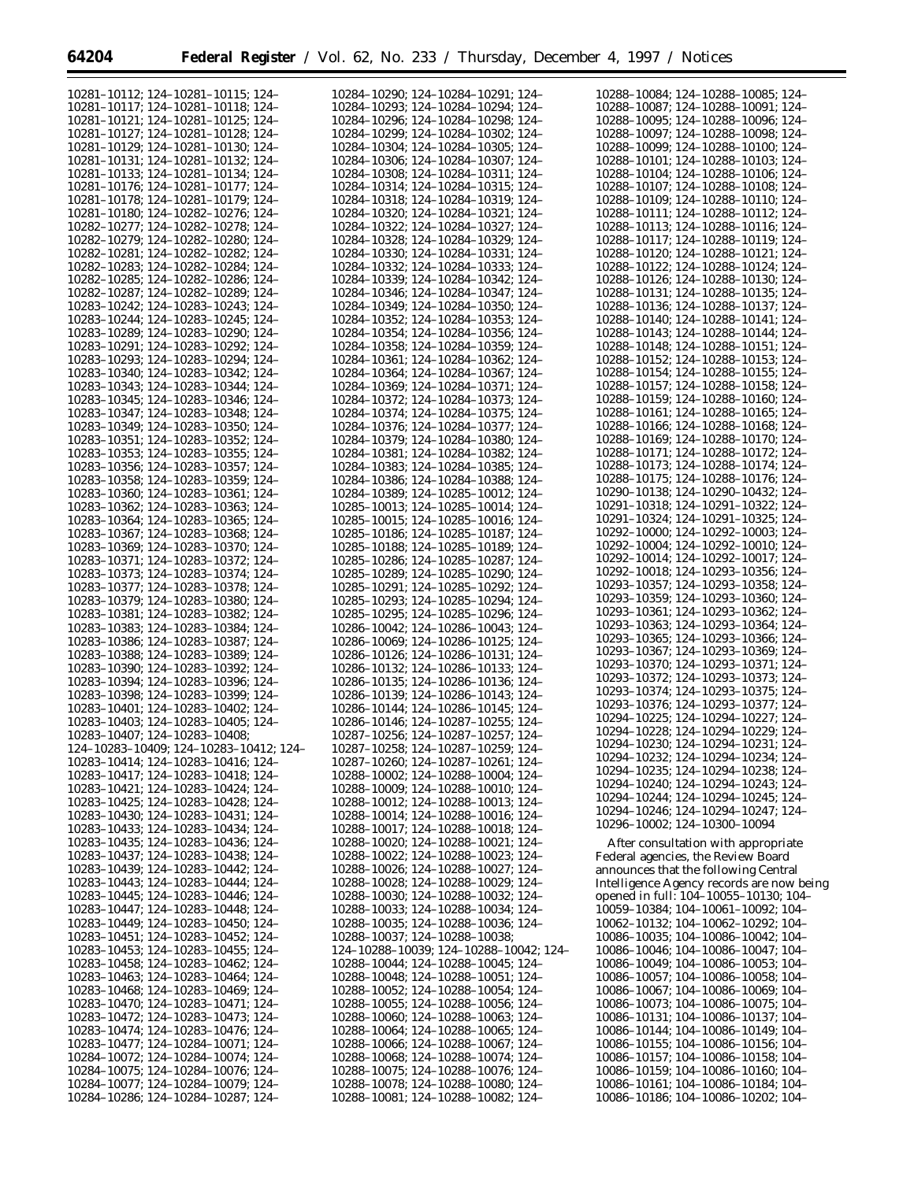10281–10112; 124–10281–10115; 124–10281–10117; 124–10281–10118; 124–10281–10121; 124–10281–10125; 124–10281–10127; 124–10281–10128; 124–10281–10129; 124–10281–10130; 124–10281–10131; 124–10281–10132; 124–10281–10133; 124–10281–10134; 124–10281–10176; 124–10281–10177; 124–10281–10178; 124–10281–10179; 124–10281–10180; 124–10282–10276; 124–10282–10277; 124–10282–10278; 124–10282–10279; 124–10282–10280; 124–10282–10281; 124–10282–10282; 124–10282–10283; 124–10282–10284; 124–10282–10285; 124–10282–10286; 124–10282–10287; 124–10282–10289; 124–10283–10242; 124–10283–10243; 124–10283–10244; 124–10283–10245; 124–10283–10289; 124–10283–10290; 124–10283–10291; 124–10283–10292; 124–10283–10293; 124–10283–10294; 124–10283–10340; 124–10283–10342; 124–10283–10343; 124–10283–10344; 124–10283–10345; 124–10283–10346; 124–10283–10347; 124–10283–10348; 124–10283–10349; 124–10283–10350; 124–10283–10351; 124–10283–10352; 124–10283–10353; 124–10283–10355; 124–10283–10356; 124–10283–10357; 124–10283–10358; 124–10283–10359; 124–10283–10360; 124–10283–10361; 124–10283–10362; 124–10283–10363; 124–10283–10364; 124–10283–10365; 124–10283–10367; 124–10283–10368; 124–10283–10369; 124–10283–10370; 124–10283–10371; 124–10283–10372; 124–10283–10373; 124–10283–10374; 124–10283–10377; 124–10283–10378; 124–10283–10379; 124–10283–10380; 124–10283–10381; 124–10283–10382; 124–10283–10383; 124–10283–10384; 124–10283–10386; 124–10283–10387; 124–10283–10388; 124–10283–10389; 124–10283–10390; 124–10283–10392; 124–10283–10394; 124–10283–10396; 124–10283–10398; 124–10283–10399; 124–10283–10401; 124–10283–10402; 124–10283–10403; 124–10283–10405; 124–10283–10407; 124–10283–10408; 124–10283–10409; 124–10283–10412; 124–10283–10414; 124–10283–10416; 124–10283–10417; 124–10283–10418; 124–10283–10421; 124–10283–10424; 124–10283–10425; 124–10283–10428; 124–10283–10430; 124–10283–10431; 124–10283–10433; 124–10283–10434; 124–10283–10435; 124–10283–10436; 124–10283–10437; 124–10283–10438; 124–10283–10439; 124–10283–10442; 124–10283–10443; 124–10283–10444; 124–10283–10445; 124–10283–10446; 124–10283–10447; 124–10283–10448; 124–10283–10449; 124–10283–10450; 124–10283–10451; 124–10283–10452; 124–10283–10453; 124–10283–10455; 124–10283–10458; 124–10283–10462; 124–10283–10463; 124–10283–10464; 124–10283–10468; 124–10283–10469; 124–10283–10470; 124–10283–10471; 124–10283–10472; 124–10283–10473; 124–10283–10474; 124–10283–10476; 124–10283–10477; 124–10284–10071; 124–10284–10072; 124–10284–10074; 124–10284–10075; 124–10284–10076; 124–10284–10077; 124–10284–10079; 124–10284–10286; 124–10284–10287; 124–10284–10290; 124–10284–10291; 124–10284–10293; 124–10284–10294; 124–10284–10296; 124–10284–10298; 124–10284–10299; 124–10284–10302; 124–10284–10304; 124–10284–10305; 124–10284–10306; 124–10284–10307; 124–10284–10308; 124–10284–10311; 124–10284–10314; 124–10284–10315; 124–10284–10318; 124–10284–10319; 124–10284–10320; 124–10284–10321; 124–10284–10322; 124–10284–10327; 124–10284–10328; 124–10284–10329; 124–10284–10330; 124–10284–10331; 124–10284–10332; 124–10284–10333; 124–10284–10339; 124–10284–10342; 124–10284–10346; 124–10284–10347; 124–10284–10349; 124–10284–10350; 124–10284–10352; 124–10284–10353; 124–10284–10354; 124–10284–10356; 124–10284–10358; 124–10284–10359; 124–10284–10361; 124–10284–10362; 124–10284–10364; 124–10284–10367; 124–10284–10369; 124–10284–10371; 124–10284–10372; 124–10284–10373; 124–10284–10374; 124–10284–10375; 124–10284–10376; 124–10284–10377; 124–10284–10379; 124–10284–10380; 124–10284–10381; 124–10284–10382; 124–10284–10383; 124–10284–10385; 124–10284–10386; 124–10284–10388; 124–10284–10389; 124–10285–10012; 124–10285–10013; 124–10285–10014; 124–10285–10015; 124–10285–10016; 124–10285–10186; 124–10285–10187; 124–10285–10188; 124–10285–10189; 124–10285–10286; 124–10285–10287; 124–10285–10289; 124–10285–10290; 124–10285–10291; 124–10285–10292; 124–10285–10293; 124–10285–10294; 124–10285–10295; 124–10285–10296; 124–10286–10042; 124–10286–10043; 124–10286–10069; 124–10286–10125; 124–10286–10126; 124–10286–10131; 124–10286–10132; 124–10286–10133; 124–10286–10135; 124–10286–10136; 124–10286–10139; 124–10286–10143; 124–10286–10144; 124–10286–10145; 124–10286–10146; 124–10287–10255; 124–10287–10256; 124–10287–10257; 124–10287–10258; 124–10287–10259; 124–10287–10260; 124–10287–10261; 124–10288–10002; 124–10288–10004; 124–10288–10009; 124–10288–10010; 124–10288–10012; 124–10288–10013; 124–10288–10014; 124–10288–10016; 124–10288–10017; 124–10288–10018; 124–10288–10020; 124–10288–10021; 124–10288–10022; 124–10288–10023; 124–10288–10026; 124–10288–10027; 124–10288–10028; 124–10288–10029; 124–10288–10030; 124–10288–10032; 124–10288–10033; 124–10288–10034; 124–10288–10035; 124–10288–10036; 124–10288–10037; 124–10288–10038; 124–10288–10039; 124–10288–10042; 124–10288–10044; 124–10288–10045; 124–10288–10048; 124–10288–10051; 124–10288–10052; 124–10288–10054; 124–10288–10055; 124–10288–10056; 124–10288–10060; 124–10288–10063; 124–10288–10064; 124–10288–10065; 124–10288–10066; 124–10288–10067; 124–10288–10068; 124–10288–10074; 124–10288–10075; 124–10288–10076; 124–10288–10078; 124–10288–10080; 124–10288–10081; 124–10288–10082; 124–10288–10084; 124–10288–10085; 124–10288–10087; 124–10288–10091; 124–10288–10095; 124–10288–10096; 124–10288–10097; 124–10288–10098; 124–10288–10099; 124–10288–10100; 124–10288–10101; 124–10288–10103; 124–10288–10104; 124–10288–10106; 124–10288–10107; 124–10288–10108; 124–10288–10109; 124–10288–10110; 124–10288–10111; 124–10288–10112; 124–10288–10113; 124–10288–10116; 124–10288–10117; 124–10288–10119; 124–10288–10120; 124–10288–10121; 124–10288–10122; 124–10288–10124; 124–10288–10126; 124–10288–10130; 124–10288–10131; 124–10288–10135; 124–10288–10136; 124–10288–10137; 124–10288–10140; 124–10288–10141; 124–10288–10143; 124–10288–10144; 124–10288–10148; 124–10288–10151; 124–10288–10152; 124–10288–10153; 124–10288–10154; 124–10288–10155; 124–10288–10157; 124–10288–10158; 124–10288–10159; 124–10288–10160; 124–10288–10161; 124–10288–10165; 124–10288–10166; 124–10288–10168; 124–10288–10169; 124–10288–10170; 124–10288–10171; 124–10288–10172; 124–10288–10173; 124–10288–10174; 124–10288–10175; 124–10288–10176; 124–10290–10138; 124–10290–10432; 124–10291–10318; 124–10291–10322; 124–10291–10324; 124–10291–10325; 124–10292–10000; 124–10292–10003; 124–10292–10004; 124–10292–10010; 124–10292–10014; 124–10292–10017; 124–10292–10018; 124–10293–10356; 124–10293–10357; 124–10293–10358; 124–10293–10359; 124–10293–10360; 124–10293–10361; 124–10293–10362; 124–10293–10363; 124–10293–10364; 124–10293–10365; 124–10293–10366; 124–10293–10367; 124–10293–10369; 124–10293–10370; 124–10293–10371; 124–10293–10372; 124–10293–10373; 124–10293–10374; 124–10293–10375; 124–10293–10376; 124–10293–10377; 124–10294–10225; 124–10294–10227; 124–10294–10228; 124–10294–10229; 124–10294–10230; 124–10294–10231; 124–10294–10232; 124–10294–10234; 124–10294–10235; 124–10294–10238; 124–10294–10240; 124–10294–10243; 124–10294–10244; 124–10294–10245; 124–10294–10246; 124–10294–10247; 124–10296–10002; 124–10300–10094

After consultation with appropriate Federal agencies, the Review Board announces that the following Central Intelligence Agency records are now being opened in full: 104–10055–10130; 104–10059–10384; 104–10061–10092; 104–10062–10132; 104–10062–10292; 104–10086–10035; 104–10086–10042; 104–10086–10046; 104–10086–10047; 104–10086–10049; 104–10086–10053; 104–10086–10057; 104–10086–10058; 104–10086–10067; 104–10086–10069; 104–10086–10073; 104–10086–10075; 104–10086–10131; 104–10086–10137; 104–10086–10144; 104–10086–10149; 104–10086–10155; 104–10086–10156; 104–10086–10157; 104–10086–10158; 104–10086–10159; 104–10086–10160; 104–10086–10161; 104–10086–10184; 104–10086–10186; 104–10086–10202; 104–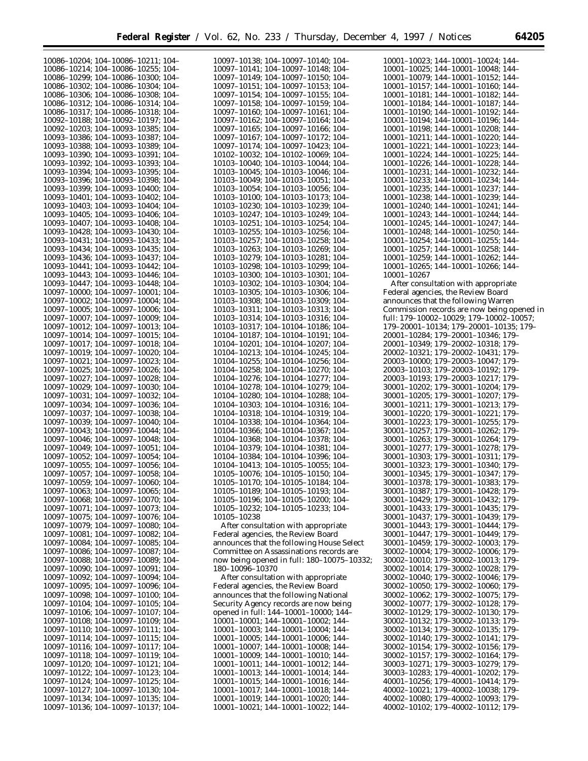10086–10204; 104–10086–10211; 104–10086–10214; 104–10086–10255; 104–10086–10299; 104–10086–10300; 104–10086–10302; 104–10086–10304; 104–10086–10306; 104–10086–10308; 104–10086–10312; 104–10086–10314; 104–10086–10317; 104–10086–10318; 104–10092–10188; 104–10092–10197; 104–10092–10203; 104–10093–10385; 104–10093–10386; 104–10093–10387; 104–10093–10388; 104–10093–10389; 104–10093–10390; 104–10093–10391; 104–10093–10392; 104–10093–10393; 104–10093–10394; 104–10093–10395; 104–10093–10396; 104–10093–10398; 104–10093–10399; 104–10093–10400; 104–10093–10401; 104–10093–10402; 104–10093–10403; 104–10093–10404; 104–10093–10405; 104–10093–10406; 104–10093–10407; 104–10093–10408; 104–10093–10428; 104–10093–10430; 104–10093–10431; 104–10093–10433; 104–10093–10434; 104–10093–10435; 104–10093–10436; 104–10093–10437; 104–10093–10441; 104–10093–10442; 104–10093–10443; 104–10093–10446; 104–10093–10447; 104–10093–10448; 104–10097–10000; 104–10097–10001; 104–10097–10002; 104–10097–10004; 104–10097–10005; 104–10097–10006; 104–10097–10007; 104–10097–10009; 104–10097–10012; 104–10097–10013; 104–10097–10014; 104–10097–10015; 104–10097–10017; 104–10097–10018; 104–10097–10019; 104–10097–10020; 104–10097–10021; 104–10097–10023; 104–10097–10025; 104–10097–10026; 104–10097–10027; 104–10097–10028; 104–10097–10029; 104–10097–10030; 104–10097–10031; 104–10097–10032; 104–10097–10034; 104–10097–10036; 104–10097–10037; 104–10097–10038; 104–10097–10039; 104–10097–10040; 104–10097–10043; 104–10097–10044; 104–10097–10046; 104–10097–10048; 104–10097–10049; 104–10097–10051; 104–10097–10052; 104–10097–10054; 104–10097–10055; 104–10097–10056; 104–10097–10057; 104–10097–10058; 104–10097–10059; 104–10097–10060; 104–10097–10063; 104–10097–10065; 104–10097–10068; 104–10097–10070; 104–10097–10071; 104–10097–10073; 104–10097–10075; 104–10097–10076; 104–10097–10079; 104–10097–10080; 104–10097–10081; 104–10097–10082; 104–10097–10084; 104–10097–10085; 104–10097–10086; 104–10097–10087; 104–10097–10088; 104–10097–10089; 104–10097–10090; 104–10097–10091; 104–10097–10092; 104–10097–10094; 104–10097–10095; 104–10097–10096; 104–10097–10098; 104–10097–10100; 104–10097–10104; 104–10097–10105; 104–10097–10106; 104–10097–10107; 104–10097–10108; 104–10097–10109; 104–10097–10110; 104–10097–10111; 104–10097–10114; 104–10097–10115; 104–10097–10116; 104–10097–10117; 104–10097–10118; 104–10097–10119; 104–10097–10120; 104–10097–10121; 104–10097–10122; 104–10097–10123; 104–10097–10124; 104–10097–10125; 104–10097–10127; 104–10097–10130; 104–10097–10134; 104–10097–10135; 104–10097–10136; 104–10097–10137; 104–10097–10138; 104–10097–10140; 104–10097–10141; 104–10097–10148; 104–10097–10149; 104–10097–10150; 104–10097–10151; 104–10097–10153; 104–10097–10154; 104–10097–10155; 104–10097–10158; 104–10097–10159; 104–10097–10160; 104–10097–10161; 104–10097–10162; 104–10097–10164; 104–10097–10165; 104–10097–10166; 104–10097–10167; 104–10097–10172; 104–10097–10174; 104–10097–10423; 104–10102–10032; 104–10102–10069; 104–10103–10040; 104–10103–10044; 104–10103–10045; 104–10103–10046; 104–10103–10049; 104–10103–10051; 104–10103–10054; 104–10103–10056; 104–10103–10100; 104–10103–10173; 104–10103–10230; 104–10103–10239; 104–10103–10247; 104–10103–10249; 104–10103–10251; 104–10103–10254; 104–10103–10255; 104–10103–10256; 104–10103–10257; 104–10103–10258; 104–10103–10263; 104–10103–10269; 104–10103–10279; 104–10103–10281; 104–10103–10298; 104–10103–10299; 104–10103–10300; 104–10103–10301; 104–10103–10302; 104–10103–10304; 104–10103–10305; 104–10103–10306; 104–10103–10308; 104–10103–10309; 104–10103–10311; 104–10103–10313; 104–10103–10314; 104–10103–10316; 104–10103–10317; 104–10104–10186; 104–10104–10187; 104–10104–10191; 104–10104–10201; 104–10104–10207; 104–10104–10213; 104–10104–10245; 104–10104–10255; 104–10104–10256; 104–10104–10258; 104–10104–10270; 104–10104–10276; 104–10104–10277; 104–10104–10278; 104–10104–10279; 104–10104–10280; 104–10104–10288; 104–10104–10303; 104–10104–10316; 104–10104–10318; 104–10104–10319; 104–10104–10338; 104–10104–10364; 104–10104–10366; 104–10104–10367; 104–10104–10368; 104–10104–10378; 104–10104–10379; 104–10104–10381; 104–10104–10384; 104–10104–10396; 104–10104–10413; 104–10105–10055; 104–10105–10076; 104–10105–10150; 104–10105–10170; 104–10105–10184; 104–10105–10189; 104–10105–10193; 104–10105–10196; 104–10105–10200; 104–10105–10232; 104–10105–10233; 104–10105–10238

After consultation with appropriate Federal agencies, the Review Board announces that the following House Select Committee on Assassinations records are now being opened in full: 180–10075–10332; 180–10096–10370

After consultation with appropriate Federal agencies, the Review Board announces that the following National Security Agency records are now being opened in full: 144–10001–10000; 144–10001–10001; 144–10001–10002; 144–10001–10003; 144–10001–10004; 144–10001–10005; 144–10001–10006; 144–10001–10007; 144–10001–10008; 144–10001–10009; 144–10001–10010; 144–10001–10011; 144–10001–10012; 144–10001–10013; 144–10001–10014; 144–10001–10015; 144–10001–10016; 144–10001–10017; 144–10001–10018; 144–10001–10019; 144–10001–10020; 144–10001–10021; 144–10001–10022; 144–10001–10023; 144–10001–10024; 144–10001–10025; 144–10001–10048; 144–10001–10079; 144–10001–10152; 144–10001–10157; 144–10001–10160; 144–10001–10181; 144–10001–10182; 144–10001–10184; 144–10001–10187; 144–10001–10190; 144–10001–10192; 144–10001–10194; 144–10001–10196; 144–10001–10198; 144–10001–10208; 144–10001–10211; 144–10001–10220; 144–10001–10221; 144–10001–10223; 144–10001–10224; 144–10001–10225; 144–10001–10226; 144–10001–10228; 144–10001–10231; 144–10001–10232; 144–10001–10233; 144–10001–10234; 144–10001–10235; 144–10001–10237; 144–10001–10238; 144–10001–10239; 144–10001–10240; 144–10001–10241; 144–10001–10243; 144–10001–10244; 144–10001–10245; 144–10001–10247; 144–10001–10248; 144–10001–10250; 144–10001–10254; 144–10001–10255; 144–10001–10257; 144–10001–10258; 144–10001–10259; 144–10001–10262; 144–10001–10265; 144–10001–10266; 144–10001–10267

After consultation with appropriate Federal agencies, the Review Board announces that the following Warren Commission records are now being opened in full: 179–10002–10029; 179–10002–10057; 179–20001–10134; 179–20001–10135; 179–20001–10284; 179–20001–10346; 179–20001–10349; 179–20002–10318; 179–20002–10321; 179–20002–10431; 179–20003–10000; 179–20003–10047; 179–20003–10103; 179–20003–10192; 179–20003–10193; 179–20003–10217; 179–30001–10202; 179–30001–10204; 179–30001–10205; 179–30001–10207; 179–30001–10211; 179–30001–10213; 179–30001–10220; 179–30001–10221; 179–30001–10223; 179–30001–10255; 179–30001–10257; 179–30001–10262; 179–30001–10263; 179–30001–10264; 179–30001–10277; 179–30001–10278; 179–30001–10303; 179–30001–10311; 179–30001–10323; 179–30001–10340; 179–30001–10345; 179–30001–10347; 179–30001–10378; 179–30001–10383; 179–30001–10387; 179–30001–10428; 179–30001–10429; 179–30001–10432; 179–30001–10433; 179–30001–10435; 179–30001–10437; 179–30001–10439; 179–30001–10443; 179–30001–10444; 179–30001–10447; 179–30001–10449; 179–30001–10459; 179–30002–10003; 179–30002–10004; 179–30002–10006; 179–30002–10010; 179–30002–10013; 179–30002–10014; 179–30002–10028; 179–30002–10040; 179–30002–10046; 179–30002–10050; 179–30002–10060; 179–30002–10062; 179–30002–10075; 179–30002–10077; 179–30002–10128; 179–30002–10129; 179–30002–10130; 179–30002–10132; 179–30002–10133; 179–30002–10134; 179–30002–10135; 179–30002–10140; 179–30002–10141; 179–30002–10154; 179–30002–10156; 179–30002–10157; 179–30002–10164; 179–30003–10271; 179–30003–10279; 179–30003–10283; 179–40001–10202; 179–40001–10256; 179–40001–10414; 179–40002–10021; 179–40002–10038; 179–40002–10080; 179–40002–10093; 179–40002–10102; 179–40002–10112; 179–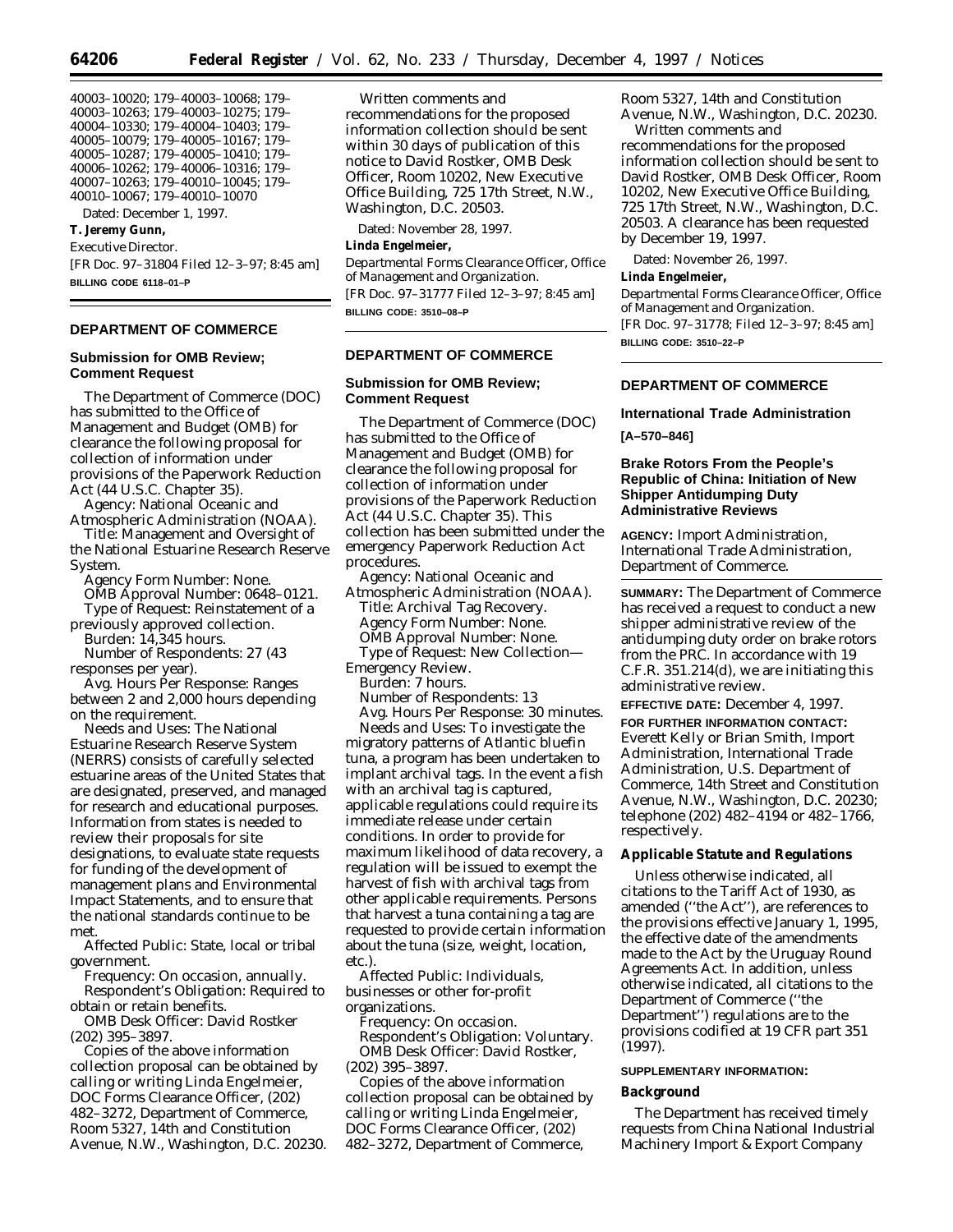40003–10020; 179–40003–10068; 179–40003–10263; 179–40003–10275; 179–40004–10330; 179–40004–10403; 179–40005–10079; 179–40005–10167; 179–40005–10287; 179–40005–10410; 179–40006–10262; 179–40006–10316; 179–40007–10263; 179–40010–10045; 179–40010–10067; 179–40010–10070

Dated: December 1, 1997.

**T. Jeremy Gunn,**

*Executive Director.*

[FR Doc. 97–31804 Filed 12–3–97; 8:45 am]

**BILLING CODE 6118–01–P**

## DEPARTMENT OF COMMERCE

### Submission for OMB Review; Comment Request

The Department of Commerce (DOC) has submitted to the Office of Management and Budget (OMB) for clearance the following proposal for collection of information under provisions of the Paperwork Reduction Act (44 U.S.C. Chapter 35).

*Agency:* National Oceanic and Atmospheric Administration (NOAA).

*Title:* Management and Oversight of the National Estuarine Research Reserve System.

*Agency Form Number:* None.

*OMB Approval Number:* 0648–0121.

*Type of Request:* Reinstatement of a previously approved collection.

*Burden:* 14,345 hours.

*Number of Respondents:* 27 (43 responses per year).

*Avg. Hours Per Response:* Ranges between 2 and 2,000 hours depending on the requirement.

*Needs and Uses:* The National Estuarine Research Reserve System (NERRS) consists of carefully selected estuarine areas of the United States that are designated, preserved, and managed for research and educational purposes. Information from states is needed to review their proposals for site designations, to evaluate state requests for funding of the development of management plans and Environmental Impact Statements, and to ensure that the national standards continue to be met.

*Affected Public:* State, local or tribal government.

*Frequency:* On occasion, annually.

*Respondent's Obligation:* Required to obtain or retain benefits.

*OMB Desk Officer:* David Rostker (202) 395–3897.

Copies of the above information collection proposal can be obtained by calling or writing Linda Engelmeier, DOC Forms Clearance Officer, (202) 482–3272, Department of Commerce, Room 5327, 14th and Constitution Avenue, N.W., Washington, D.C. 20230.

Written comments and recommendations for the proposed information collection should be sent within 30 days of publication of this notice to David Rostker, OMB Desk Officer, Room 10202, New Executive Office Building, 725 17th Street, N.W., Washington, D.C. 20503.

Dated: November 28, 1997.

**Linda Engelmeier,**

*Departmental Forms Clearance Officer, Office of Management and Organization.*

[FR Doc. 97–31777 Filed 12–3–97; 8:45 am]

**BILLING CODE: 3510–08–P**

## DEPARTMENT OF COMMERCE

### Submission for OMB Review; Comment Request

The Department of Commerce (DOC) has submitted to the Office of Management and Budget (OMB) for clearance the following proposal for collection of information under provisions of the Paperwork Reduction Act (44 U.S.C. Chapter 35). This collection has been submitted under the emergency Paperwork Reduction Act procedures.

*Agency:* National Oceanic and Atmospheric Administration (NOAA).

*Title:* Archival Tag Recovery.

*Agency Form Number:* None.

*OMB Approval Number:* None.

*Type of Request:* New Collection—Emergency Review.

*Burden:* 7 hours.

*Number of Respondents:* 13

*Avg. Hours Per Response:* 30 minutes.

*Needs and Uses:* To investigate the migratory patterns of Atlantic bluefin tuna, a program has been undertaken to implant archival tags. In the event a fish with an archival tag is captured, applicable regulations could require its immediate release under certain conditions. In order to provide for maximum likelihood of data recovery, a regulation will be issued to exempt the harvest of fish with archival tags from other applicable requirements. Persons that harvest a tuna containing a tag are requested to provide certain information about the tuna (size, weight, location, etc.).

*Affected Public:* Individuals, businesses or other for-profit organizations.

*Frequency:* On occasion.

*Respondent's Obligation:* Voluntary.

*OMB Desk Officer:* David Rostker, (202) 395–3897.

Copies of the above information collection proposal can be obtained by calling or writing Linda Engelmeier, DOC Forms Clearance Officer, (202) 482–3272, Department of Commerce, Room 5327, 14th and Constitution Avenue, N.W., Washington, D.C. 20230.

Written comments and recommendations for the proposed information collection should be sent to David Rostker, OMB Desk Officer, Room 10202, New Executive Office Building, 725 17th Street, N.W., Washington, D.C. 20503. A clearance has been requested by December 19, 1997.

Dated: November 26, 1997.

**Linda Engelmeier,**

*Departmental Forms Clearance Officer, Office of Management and Organization.*

[FR Doc. 97–31778; Filed 12–3–97; 8:45 am]

**BILLING CODE: 3510–22–P**

## DEPARTMENT OF COMMERCE

### International Trade Administration

**[A–570–846]**

### Brake Rotors From the People's Republic of China: Initiation of New Shipper Antidumping Duty Administrative Reviews

**AGENCY:** Import Administration, International Trade Administration, Department of Commerce.

**SUMMARY:** The Department of Commerce has received a request to conduct a new shipper administrative review of the antidumping duty order on brake rotors from the PRC. In accordance with 19 C.F.R. 351.214(d), we are initiating this administrative review.

**EFFECTIVE DATE:** December 4, 1997.

**FOR FURTHER INFORMATION CONTACT:** Everett Kelly or Brian Smith, Import Administration, International Trade Administration, U.S. Department of Commerce, 14th Street and Constitution Avenue, N.W., Washington, D.C. 20230; telephone (202) 482–4194 or 482–1766, respectively.

#### Applicable Statute and Regulations

Unless otherwise indicated, all citations to the Tariff Act of 1930, as amended (''the Act''), are references to the provisions effective January 1, 1995, the effective date of the amendments made to the Act by the Uruguay Round Agreements Act. In addition, unless otherwise indicated, all citations to the Department of Commerce (''the Department'') regulations are to the provisions codified at 19 CFR part 351 (1997).

**SUPPLEMENTARY INFORMATION:**

#### Background

The Department has received timely requests from China National Industrial Machinery Import & Export Company